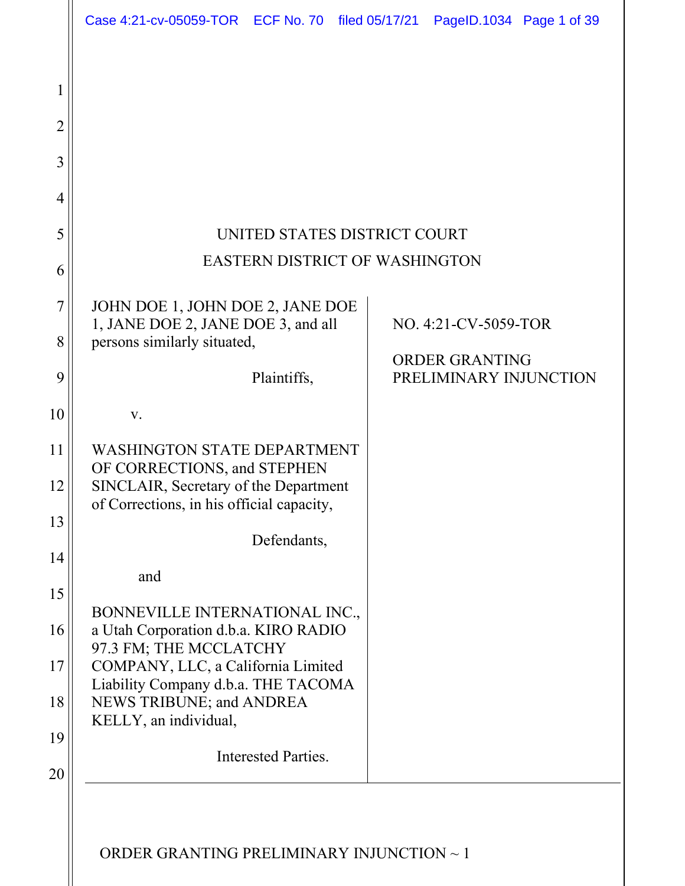# UNITED STATES DISTRICT COURT
## EASTERN DISTRICT OF WASHINGTON

JOHN DOE 1, JOHN DOE 2, JANE DOE 1, JANE DOE 2, JANE DOE 3, and all persons similarly situated,

Plaintiffs,

v.

WASHINGTON STATE DEPARTMENT OF CORRECTIONS, and STEPHEN SINCLAIR, Secretary of the Department of Corrections, in his official capacity,

Defendants,

and

BONNEVILLE INTERNATIONAL INC., a Utah Corporation d.b.a. KIRO RADIO 97.3 FM; THE MCCLATCHY COMPANY, LLC, a California Limited Liability Company d.b.a. THE TACOMA NEWS TRIBUNE; and ANDREA KELLY, an individual,

Interested Parties.

NO. 4:21-CV-5059-TOR

ORDER GRANTING PRELIMINARY INJUNCTION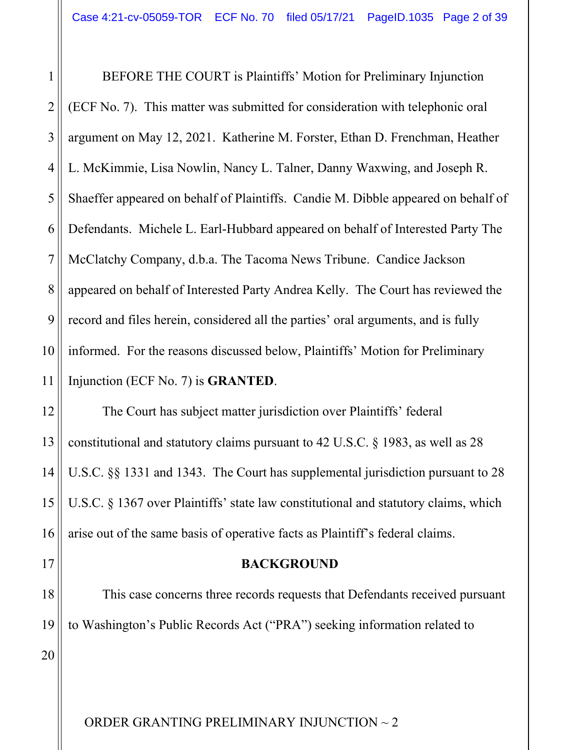BEFORE THE COURT is Plaintiffs' Motion for Preliminary Injunction (ECF No. 7). This matter was submitted for consideration with telephonic oral argument on May 12, 2021. Katherine M. Forster, Ethan D. Frenchman, Heather L. McKimmie, Lisa Nowlin, Nancy L. Talner, Danny Waxwing, and Joseph R. Shaeffer appeared on behalf of Plaintiffs. Candie M. Dibble appeared on behalf of Defendants. Michele L. Earl-Hubbard appeared on behalf of Interested Party The McClatchy Company, d.b.a. The Tacoma News Tribune. Candice Jackson appeared on behalf of Interested Party Andrea Kelly. The Court has reviewed the record and files herein, considered all the parties' oral arguments, and is fully informed. For the reasons discussed below, Plaintiffs' Motion for Preliminary Injunction (ECF No. 7) is **GRANTED**.

The Court has subject matter jurisdiction over Plaintiffs' federal constitutional and statutory claims pursuant to 42 U.S.C. § 1983, as well as 28 U.S.C. §§ 1331 and 1343. The Court has supplemental jurisdiction pursuant to 28 U.S.C. § 1367 over Plaintiffs' state law constitutional and statutory claims, which arise out of the same basis of operative facts as Plaintiff's federal claims.

## BACKGROUND

This case concerns three records requests that Defendants received pursuant to Washington's Public Records Act ("PRA") seeking information related to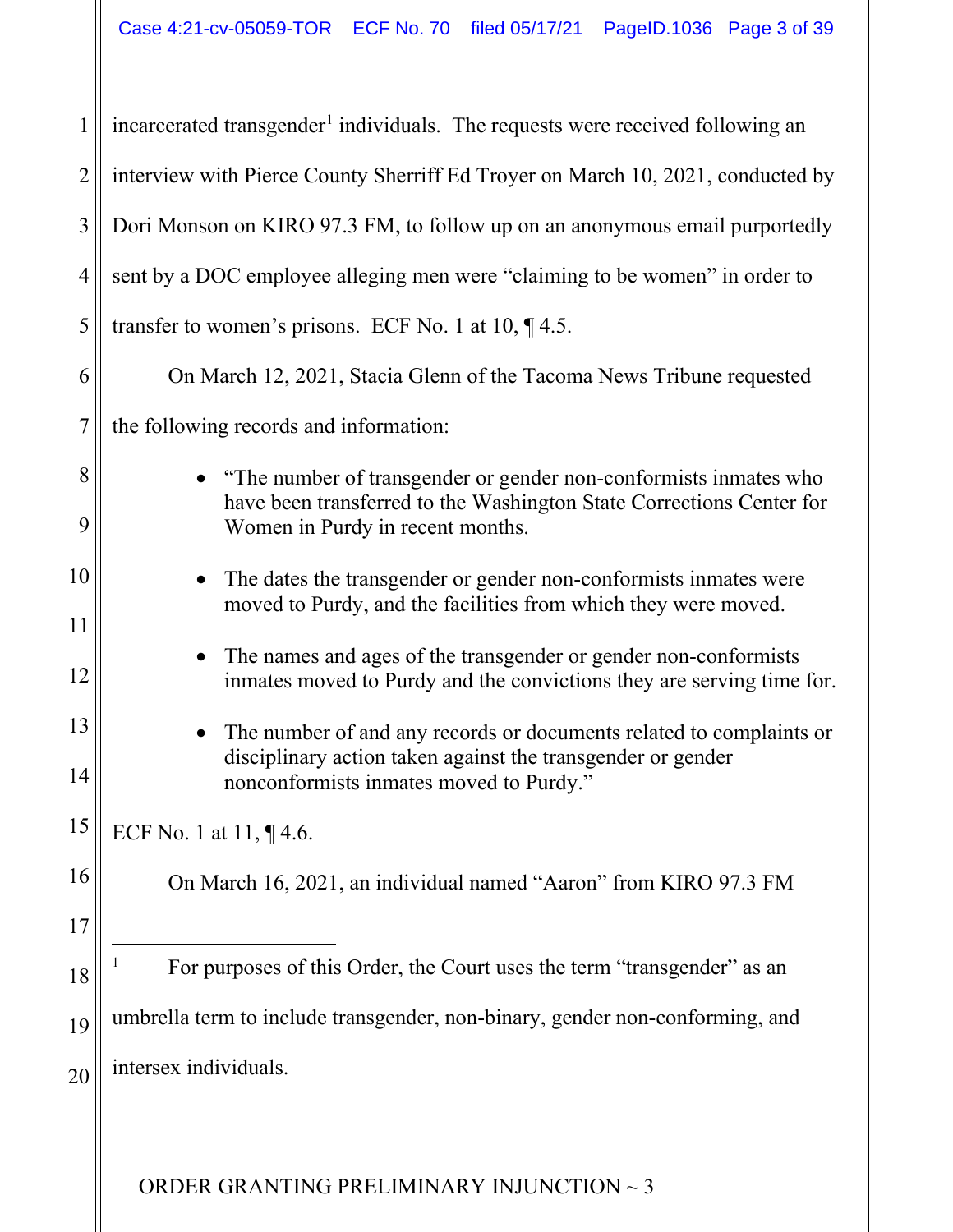incarcerated transgender[1] individuals. The requests were received following an interview with Pierce County Sherriff Ed Troyer on March 10, 2021, conducted by Dori Monson on KIRO 97.3 FM, to follow up on an anonymous email purportedly sent by a DOC employee alleging men were "claiming to be women" in order to transfer to women's prisons. ECF No. 1 at 10, ¶ 4.5.

On March 12, 2021, Stacia Glenn of the Tacoma News Tribune requested the following records and information:

- "The number of transgender or gender non-conformists inmates who have been transferred to the Washington State Corrections Center for Women in Purdy in recent months.
- The dates the transgender or gender non-conformists inmates were moved to Purdy, and the facilities from which they were moved.
- The names and ages of the transgender or gender non-conformists inmates moved to Purdy and the convictions they are serving time for.
- The number of and any records or documents related to complaints or disciplinary action taken against the transgender or gender nonconformists inmates moved to Purdy."

ECF No. 1 at 11, ¶ 4.6.

On March 16, 2021, an individual named "Aaron" from KIRO 97.3 FM

---

[1] For purposes of this Order, the Court uses the term "transgender" as an umbrella term to include transgender, non-binary, gender non-conforming, and intersex individuals.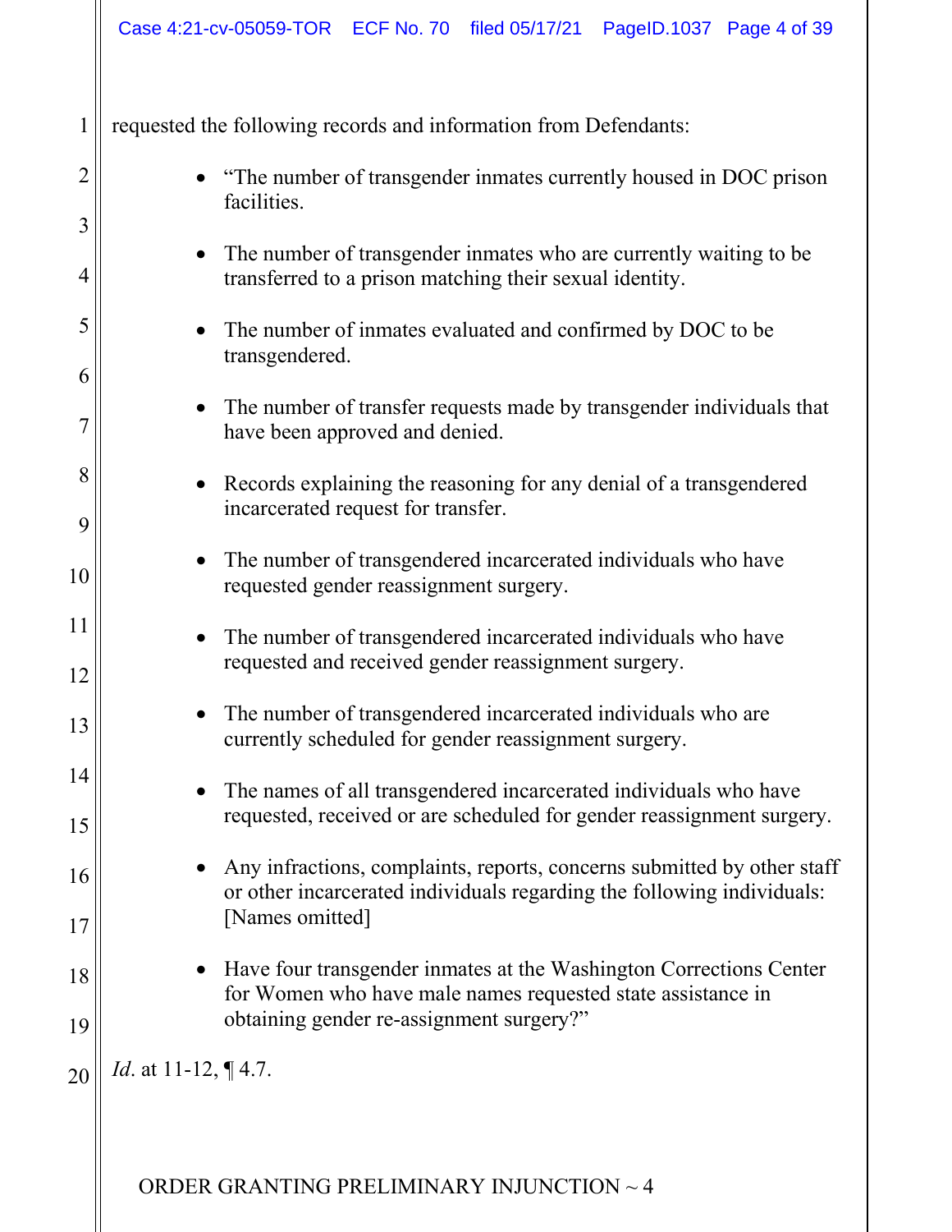requested the following records and information from Defendants:

- "The number of transgender inmates currently housed in DOC prison facilities.
- The number of transgender inmates who are currently waiting to be transferred to a prison matching their sexual identity.
- The number of inmates evaluated and confirmed by DOC to be transgendered.
- The number of transfer requests made by transgender individuals that have been approved and denied.
- Records explaining the reasoning for any denial of a transgendered incarcerated request for transfer.
- The number of transgendered incarcerated individuals who have requested gender reassignment surgery.
- The number of transgendered incarcerated individuals who have requested and received gender reassignment surgery.
- The number of transgendered incarcerated individuals who are currently scheduled for gender reassignment surgery.
- The names of all transgendered incarcerated individuals who have requested, received or are scheduled for gender reassignment surgery.
- Any infractions, complaints, reports, concerns submitted by other staff or other incarcerated individuals regarding the following individuals: [Names omitted]
- Have four transgender inmates at the Washington Corrections Center for Women who have male names requested state assistance in obtaining gender re-assignment surgery?"

*Id*. at 11-12, ¶ 4.7.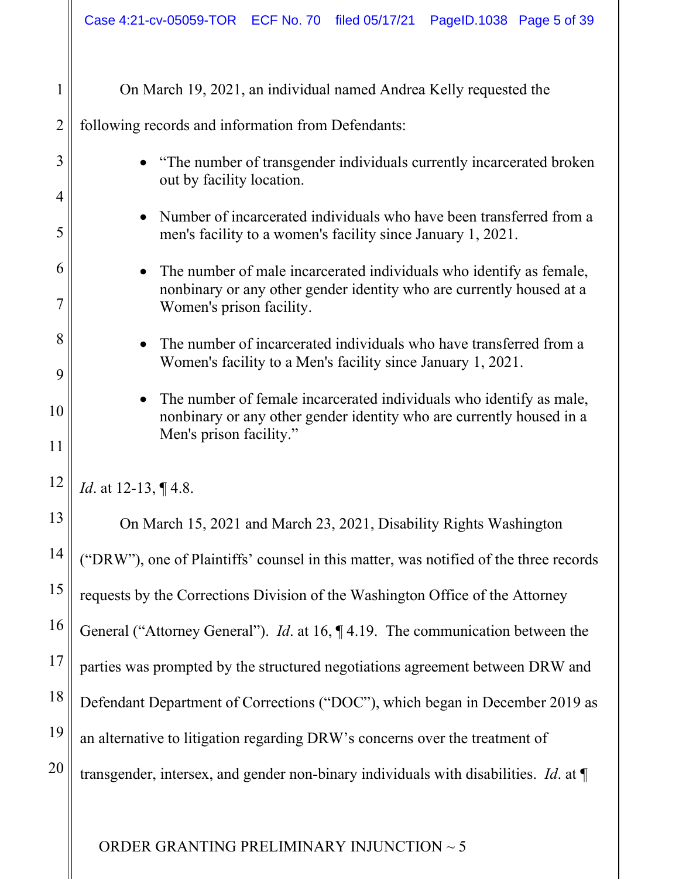On March 19, 2021, an individual named Andrea Kelly requested the following records and information from Defendants:

- "The number of transgender individuals currently incarcerated broken out by facility location.
- Number of incarcerated individuals who have been transferred from a men's facility to a women's facility since January 1, 2021.
- The number of male incarcerated individuals who identify as female, nonbinary or any other gender identity who are currently housed at a Women's prison facility.
- The number of incarcerated individuals who have transferred from a Women's facility to a Men's facility since January 1, 2021.
- The number of female incarcerated individuals who identify as male, nonbinary or any other gender identity who are currently housed in a Men's prison facility."

*Id*. at 12-13, ¶ 4.8.

On March 15, 2021 and March 23, 2021, Disability Rights Washington ("DRW"), one of Plaintiffs' counsel in this matter, was notified of the three records requests by the Corrections Division of the Washington Office of the Attorney General ("Attorney General"). *Id*. at 16, ¶ 4.19. The communication between the parties was prompted by the structured negotiations agreement between DRW and Defendant Department of Corrections ("DOC"), which began in December 2019 as an alternative to litigation regarding DRW's concerns over the treatment of transgender, intersex, and gender non-binary individuals with disabilities. *Id*. at ¶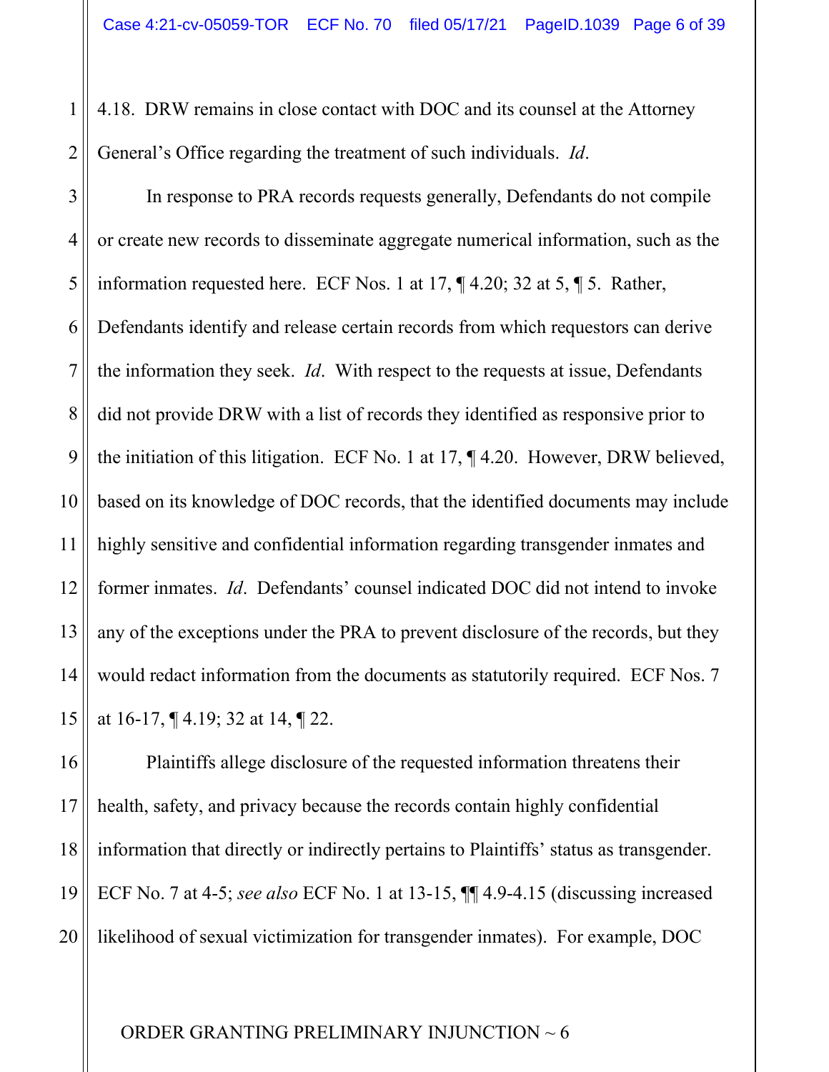4.18. DRW remains in close contact with DOC and its counsel at the Attorney General's Office regarding the treatment of such individuals. *Id*.

In response to PRA records requests generally, Defendants do not compile or create new records to disseminate aggregate numerical information, such as the information requested here. ECF Nos. 1 at 17, ¶ 4.20; 32 at 5, ¶ 5. Rather, Defendants identify and release certain records from which requestors can derive the information they seek. *Id*. With respect to the requests at issue, Defendants did not provide DRW with a list of records they identified as responsive prior to the initiation of this litigation. ECF No. 1 at 17, ¶ 4.20. However, DRW believed, based on its knowledge of DOC records, that the identified documents may include highly sensitive and confidential information regarding transgender inmates and former inmates. *Id*. Defendants' counsel indicated DOC did not intend to invoke any of the exceptions under the PRA to prevent disclosure of the records, but they would redact information from the documents as statutorily required. ECF Nos. 7 at 16-17, ¶ 4.19; 32 at 14, ¶ 22.

Plaintiffs allege disclosure of the requested information threatens their health, safety, and privacy because the records contain highly confidential information that directly or indirectly pertains to Plaintiffs' status as transgender. ECF No. 7 at 4-5; *see also* ECF No. 1 at 13-15, ¶¶ 4.9-4.15 (discussing increased likelihood of sexual victimization for transgender inmates). For example, DOC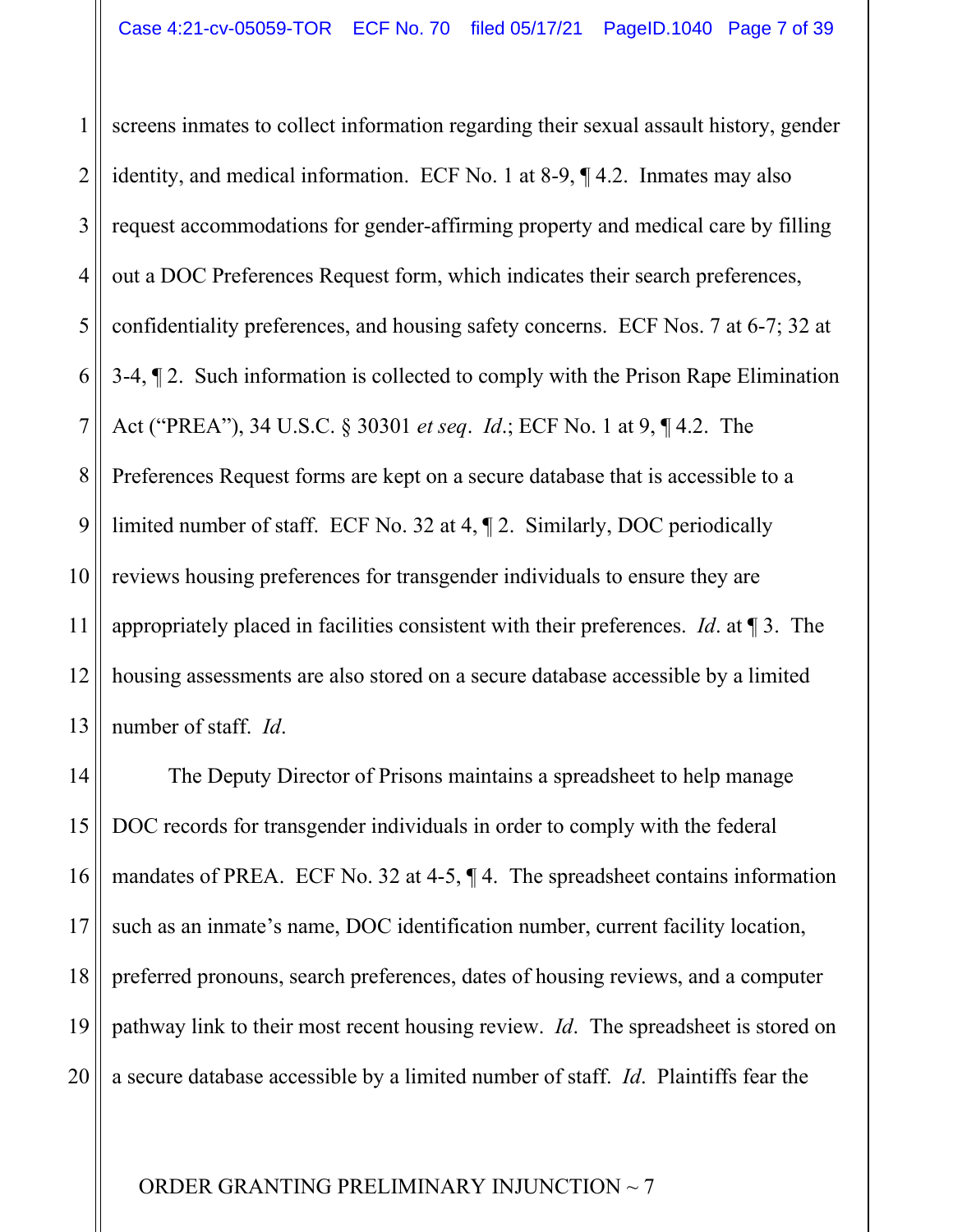screens inmates to collect information regarding their sexual assault history, gender identity, and medical information. ECF No. 1 at 8-9, ¶ 4.2. Inmates may also request accommodations for gender-affirming property and medical care by filling out a DOC Preferences Request form, which indicates their search preferences, confidentiality preferences, and housing safety concerns. ECF Nos. 7 at 6-7; 32 at 3-4, ¶ 2. Such information is collected to comply with the Prison Rape Elimination Act ("PREA"), 34 U.S.C. § 30301 *et seq*. *Id*.; ECF No. 1 at 9, ¶ 4.2. The Preferences Request forms are kept on a secure database that is accessible to a limited number of staff. ECF No. 32 at 4, ¶ 2. Similarly, DOC periodically reviews housing preferences for transgender individuals to ensure they are appropriately placed in facilities consistent with their preferences. *Id*. at ¶ 3. The housing assessments are also stored on a secure database accessible by a limited number of staff. *Id*.

The Deputy Director of Prisons maintains a spreadsheet to help manage DOC records for transgender individuals in order to comply with the federal mandates of PREA. ECF No. 32 at 4-5, ¶ 4. The spreadsheet contains information such as an inmate's name, DOC identification number, current facility location, preferred pronouns, search preferences, dates of housing reviews, and a computer pathway link to their most recent housing review. *Id*. The spreadsheet is stored on a secure database accessible by a limited number of staff. *Id*. Plaintiffs fear the

ORDER GRANTING PRELIMINARY INJUNCTION ~ 7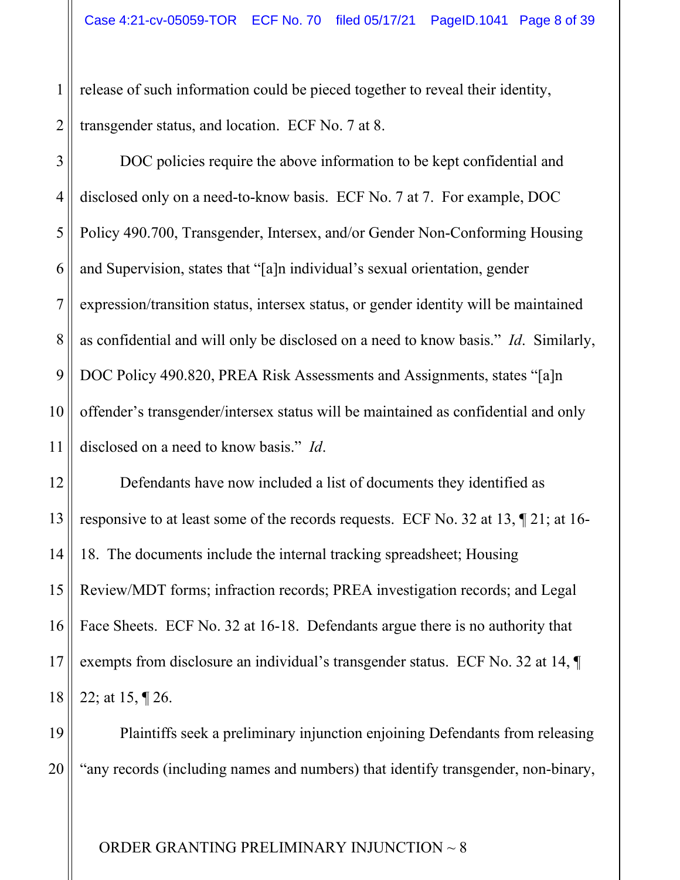release of such information could be pieced together to reveal their identity, transgender status, and location. ECF No. 7 at 8.

DOC policies require the above information to be kept confidential and disclosed only on a need-to-know basis. ECF No. 7 at 7. For example, DOC Policy 490.700, Transgender, Intersex, and/or Gender Non-Conforming Housing and Supervision, states that "[a]n individual's sexual orientation, gender expression/transition status, intersex status, or gender identity will be maintained as confidential and will only be disclosed on a need to know basis." *Id*. Similarly, DOC Policy 490.820, PREA Risk Assessments and Assignments, states "[a]n offender's transgender/intersex status will be maintained as confidential and only disclosed on a need to know basis." *Id*.

Defendants have now included a list of documents they identified as responsive to at least some of the records requests. ECF No. 32 at 13, ¶ 21; at 16-18. The documents include the internal tracking spreadsheet; Housing Review/MDT forms; infraction records; PREA investigation records; and Legal Face Sheets. ECF No. 32 at 16-18. Defendants argue there is no authority that exempts from disclosure an individual's transgender status. ECF No. 32 at 14, ¶ 22; at 15, ¶ 26.

Plaintiffs seek a preliminary injunction enjoining Defendants from releasing "any records (including names and numbers) that identify transgender, non-binary,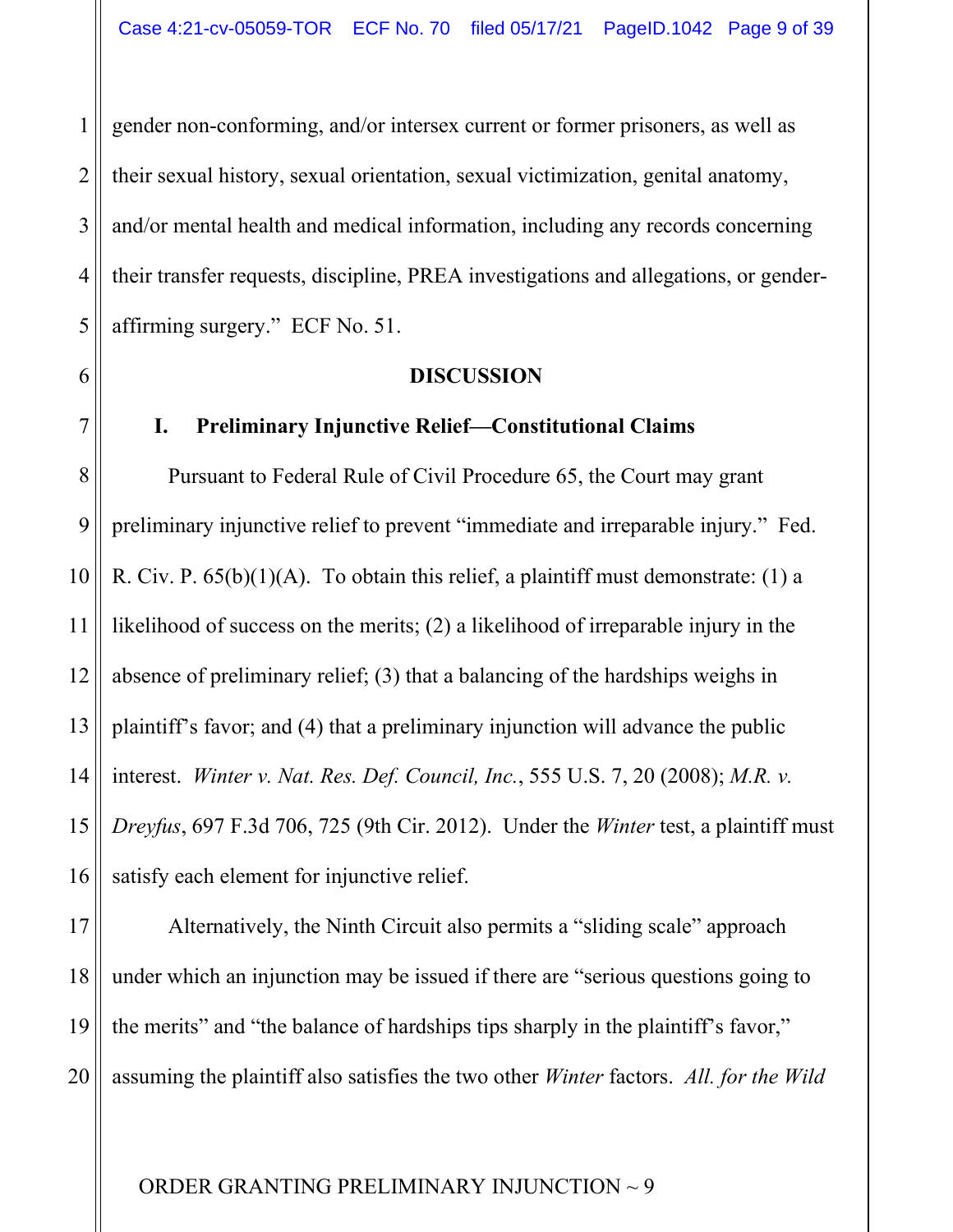gender non-conforming, and/or intersex current or former prisoners, as well as their sexual history, sexual orientation, sexual victimization, genital anatomy, and/or mental health and medical information, including any records concerning their transfer requests, discipline, PREA investigations and allegations, or gender-affirming surgery." ECF No. 51.

## DISCUSSION

### I. Preliminary Injunctive Relief—Constitutional Claims

Pursuant to Federal Rule of Civil Procedure 65, the Court may grant preliminary injunctive relief to prevent "immediate and irreparable injury." Fed. R. Civ. P. 65(b)(1)(A). To obtain this relief, a plaintiff must demonstrate: (1) a likelihood of success on the merits; (2) a likelihood of irreparable injury in the absence of preliminary relief; (3) that a balancing of the hardships weighs in plaintiff's favor; and (4) that a preliminary injunction will advance the public interest. *Winter v. Nat. Res. Def. Council, Inc.*, 555 U.S. 7, 20 (2008); *M.R. v. Dreyfus*, 697 F.3d 706, 725 (9th Cir. 2012). Under the *Winter* test, a plaintiff must satisfy each element for injunctive relief.

Alternatively, the Ninth Circuit also permits a "sliding scale" approach under which an injunction may be issued if there are "serious questions going to the merits" and "the balance of hardships tips sharply in the plaintiff's favor," assuming the plaintiff also satisfies the two other *Winter* factors. *All. for the Wild*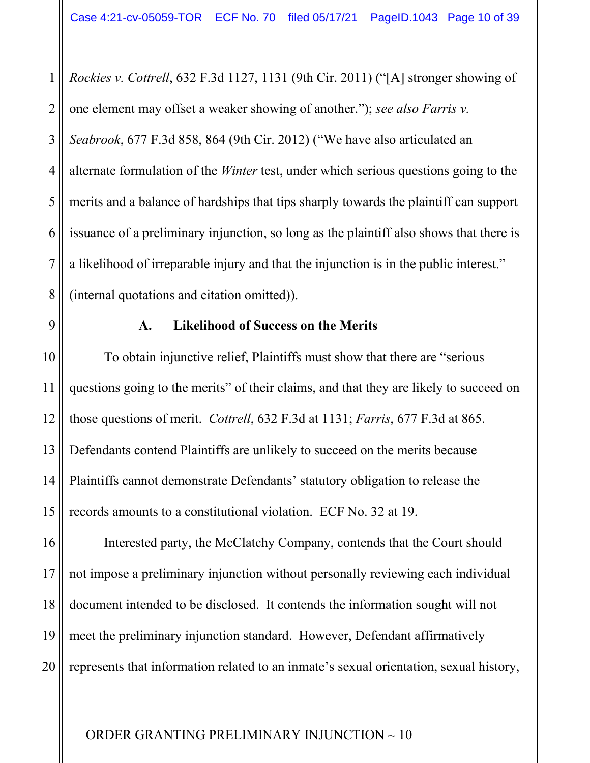*Rockies v. Cottrell*, 632 F.3d 1127, 1131 (9th Cir. 2011) ("[A] stronger showing of one element may offset a weaker showing of another."); *see also Farris v. Seabrook*, 677 F.3d 858, 864 (9th Cir. 2012) ("We have also articulated an alternate formulation of the *Winter* test, under which serious questions going to the merits and a balance of hardships that tips sharply towards the plaintiff can support issuance of a preliminary injunction, so long as the plaintiff also shows that there is a likelihood of irreparable injury and that the injunction is in the public interest." (internal quotations and citation omitted)).

**A. Likelihood of Success on the Merits**

To obtain injunctive relief, Plaintiffs must show that there are "serious questions going to the merits" of their claims, and that they are likely to succeed on those questions of merit. *Cottrell*, 632 F.3d at 1131; *Farris*, 677 F.3d at 865. Defendants contend Plaintiffs are unlikely to succeed on the merits because Plaintiffs cannot demonstrate Defendants' statutory obligation to release the records amounts to a constitutional violation. ECF No. 32 at 19.

Interested party, the McClatchy Company, contends that the Court should not impose a preliminary injunction without personally reviewing each individual document intended to be disclosed. It contends the information sought will not meet the preliminary injunction standard. However, Defendant affirmatively represents that information related to an inmate's sexual orientation, sexual history,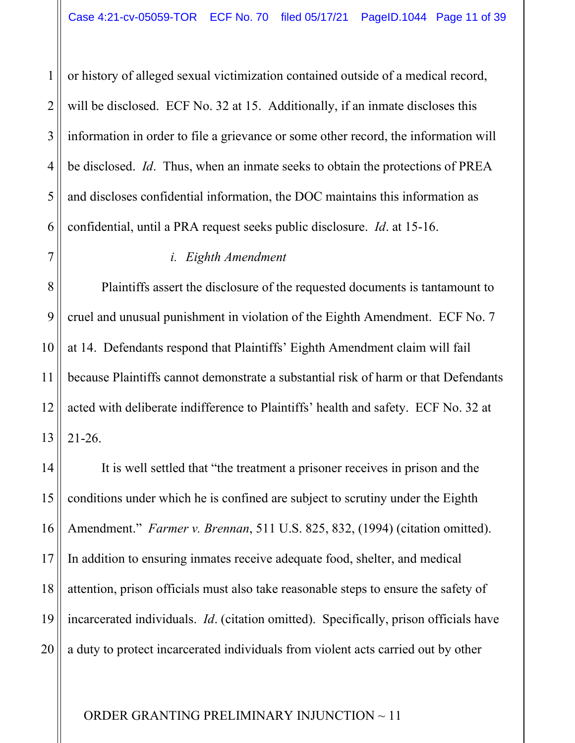or history of alleged sexual victimization contained outside of a medical record, will be disclosed. ECF No. 32 at 15. Additionally, if an inmate discloses this information in order to file a grievance or some other record, the information will be disclosed. *Id*. Thus, when an inmate seeks to obtain the protections of PREA and discloses confidential information, the DOC maintains this information as confidential, until a PRA request seeks public disclosure. *Id*. at 15-16.

*i. Eighth Amendment*

Plaintiffs assert the disclosure of the requested documents is tantamount to cruel and unusual punishment in violation of the Eighth Amendment. ECF No. 7 at 14. Defendants respond that Plaintiffs' Eighth Amendment claim will fail because Plaintiffs cannot demonstrate a substantial risk of harm or that Defendants acted with deliberate indifference to Plaintiffs' health and safety. ECF No. 32 at 21-26.

It is well settled that "the treatment a prisoner receives in prison and the conditions under which he is confined are subject to scrutiny under the Eighth Amendment." *Farmer v. Brennan*, 511 U.S. 825, 832, (1994) (citation omitted). In addition to ensuring inmates receive adequate food, shelter, and medical attention, prison officials must also take reasonable steps to ensure the safety of incarcerated individuals. *Id*. (citation omitted). Specifically, prison officials have a duty to protect incarcerated individuals from violent acts carried out by other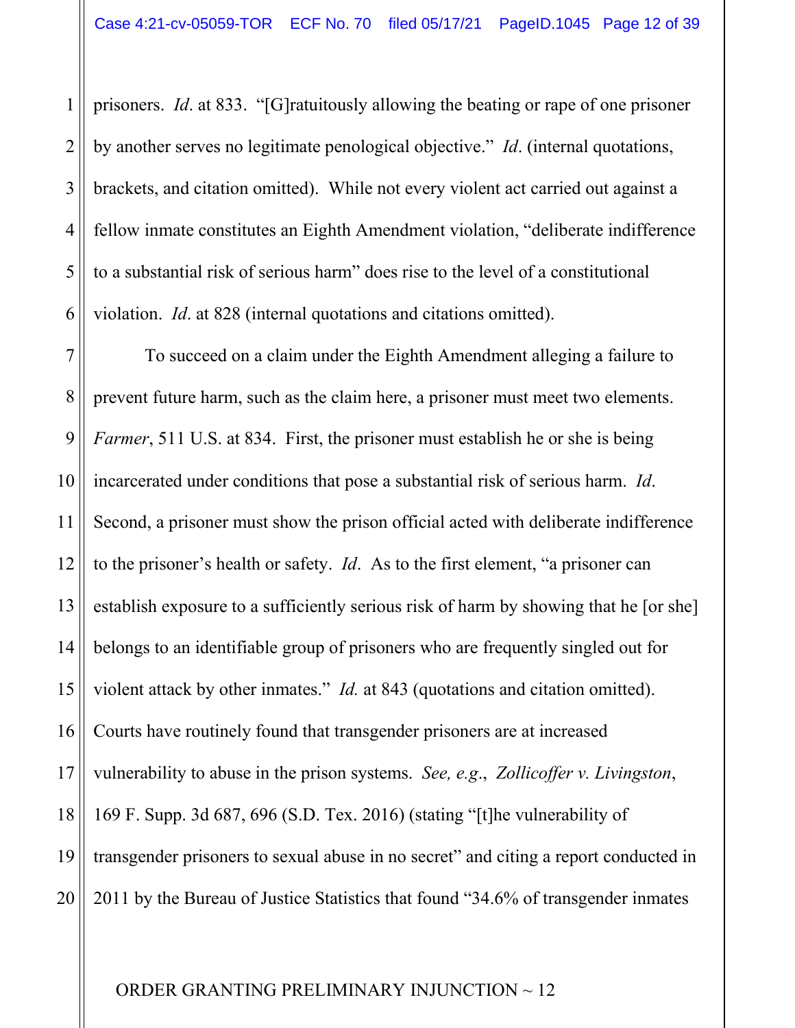prisoners. *Id*. at 833. "[G]ratuitously allowing the beating or rape of one prisoner by another serves no legitimate penological objective." *Id*. (internal quotations, brackets, and citation omitted). While not every violent act carried out against a fellow inmate constitutes an Eighth Amendment violation, "deliberate indifference to a substantial risk of serious harm" does rise to the level of a constitutional violation. *Id*. at 828 (internal quotations and citations omitted).

To succeed on a claim under the Eighth Amendment alleging a failure to prevent future harm, such as the claim here, a prisoner must meet two elements. *Farmer*, 511 U.S. at 834. First, the prisoner must establish he or she is being incarcerated under conditions that pose a substantial risk of serious harm. *Id*. Second, a prisoner must show the prison official acted with deliberate indifference to the prisoner's health or safety. *Id*. As to the first element, "a prisoner can establish exposure to a sufficiently serious risk of harm by showing that he [or she] belongs to an identifiable group of prisoners who are frequently singled out for violent attack by other inmates." *Id.* at 843 (quotations and citation omitted). Courts have routinely found that transgender prisoners are at increased vulnerability to abuse in the prison systems. *See, e.g.*, *Zollicoffer v. Livingston*, 169 F. Supp. 3d 687, 696 (S.D. Tex. 2016) (stating "[t]he vulnerability of transgender prisoners to sexual abuse in no secret" and citing a report conducted in 2011 by the Bureau of Justice Statistics that found "34.6% of transgender inmates

ORDER GRANTING PRELIMINARY INJUNCTION ~ 12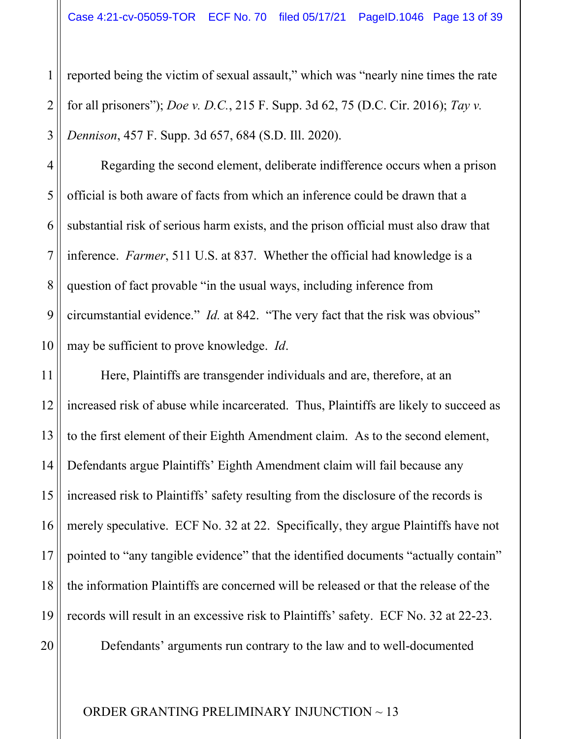reported being the victim of sexual assault," which was "nearly nine times the rate for all prisoners"); *Doe v. D.C.*, 215 F. Supp. 3d 62, 75 (D.C. Cir. 2016); *Tay v. Dennison*, 457 F. Supp. 3d 657, 684 (S.D. Ill. 2020).

Regarding the second element, deliberate indifference occurs when a prison official is both aware of facts from which an inference could be drawn that a substantial risk of serious harm exists, and the prison official must also draw that inference. *Farmer*, 511 U.S. at 837. Whether the official had knowledge is a question of fact provable "in the usual ways, including inference from circumstantial evidence." *Id.* at 842. "The very fact that the risk was obvious" may be sufficient to prove knowledge. *Id*.

Here, Plaintiffs are transgender individuals and are, therefore, at an increased risk of abuse while incarcerated. Thus, Plaintiffs are likely to succeed as to the first element of their Eighth Amendment claim. As to the second element, Defendants argue Plaintiffs' Eighth Amendment claim will fail because any increased risk to Plaintiffs' safety resulting from the disclosure of the records is merely speculative. ECF No. 32 at 22. Specifically, they argue Plaintiffs have not pointed to "any tangible evidence" that the identified documents "actually contain" the information Plaintiffs are concerned will be released or that the release of the records will result in an excessive risk to Plaintiffs' safety. ECF No. 32 at 22-23.

Defendants' arguments run contrary to the law and to well-documented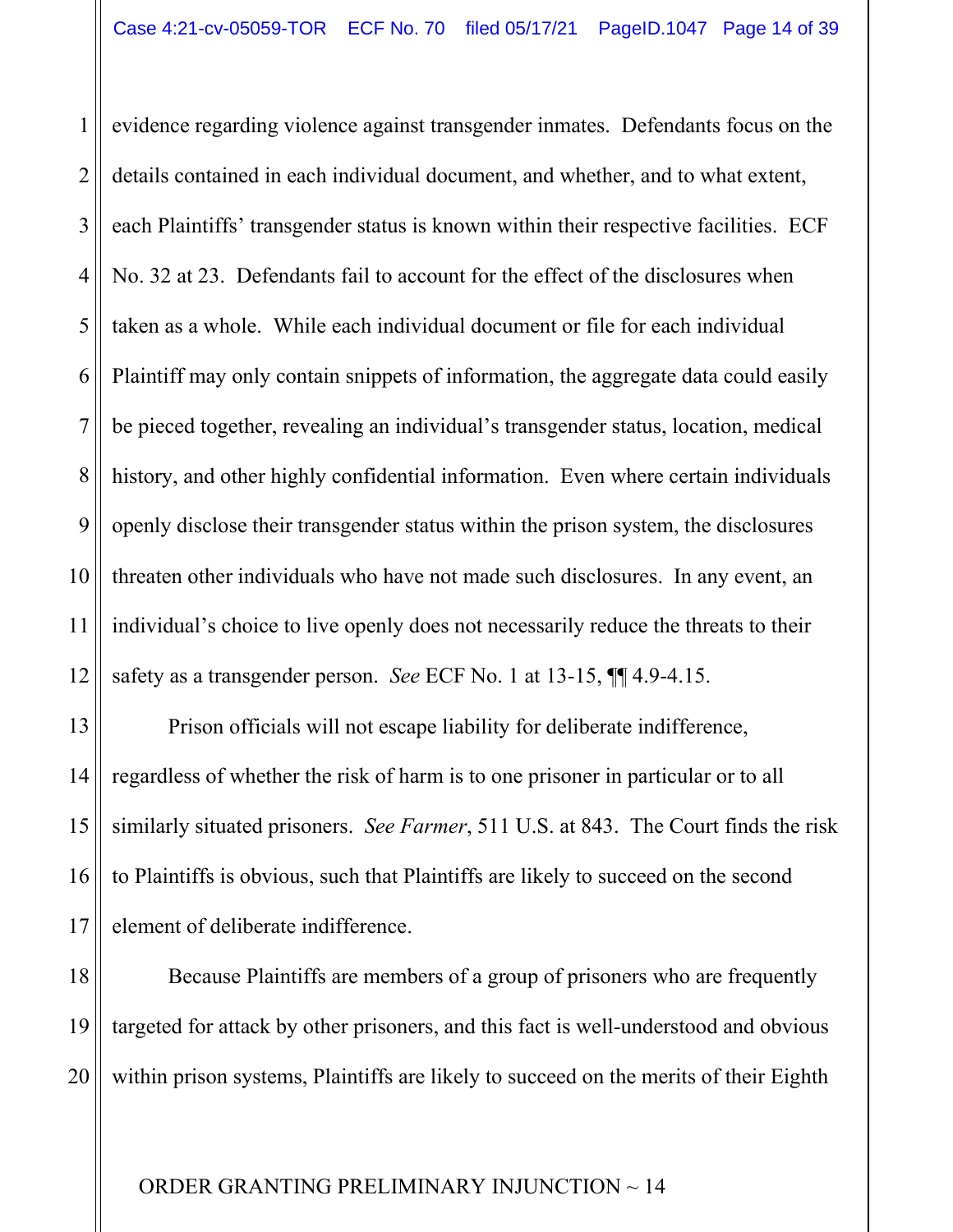evidence regarding violence against transgender inmates. Defendants focus on the details contained in each individual document, and whether, and to what extent, each Plaintiffs' transgender status is known within their respective facilities. ECF No. 32 at 23. Defendants fail to account for the effect of the disclosures when taken as a whole. While each individual document or file for each individual Plaintiff may only contain snippets of information, the aggregate data could easily be pieced together, revealing an individual's transgender status, location, medical history, and other highly confidential information. Even where certain individuals openly disclose their transgender status within the prison system, the disclosures threaten other individuals who have not made such disclosures. In any event, an individual's choice to live openly does not necessarily reduce the threats to their safety as a transgender person. *See* ECF No. 1 at 13-15, ¶¶ 4.9-4.15.

Prison officials will not escape liability for deliberate indifference, regardless of whether the risk of harm is to one prisoner in particular or to all similarly situated prisoners. *See Farmer*, 511 U.S. at 843. The Court finds the risk to Plaintiffs is obvious, such that Plaintiffs are likely to succeed on the second element of deliberate indifference.

Because Plaintiffs are members of a group of prisoners who are frequently targeted for attack by other prisoners, and this fact is well-understood and obvious within prison systems, Plaintiffs are likely to succeed on the merits of their Eighth

ORDER GRANTING PRELIMINARY INJUNCTION ~ 14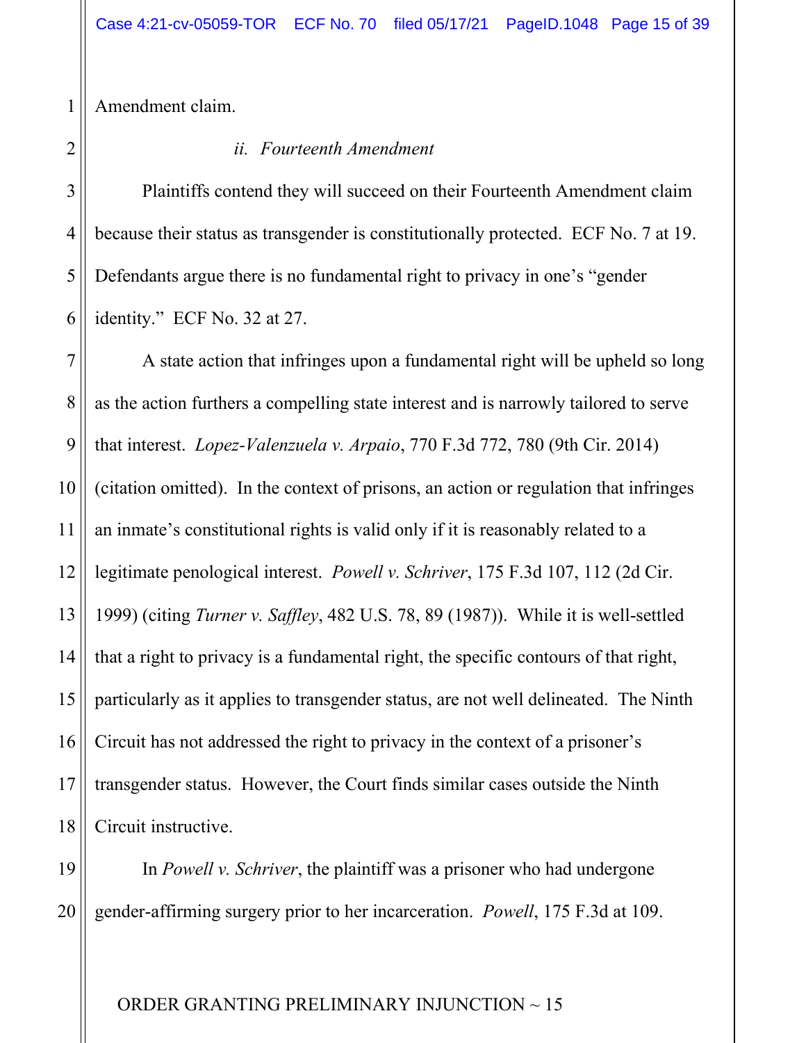Amendment claim.

### ii. *Fourteenth Amendment*

Plaintiffs contend they will succeed on their Fourteenth Amendment claim because their status as transgender is constitutionally protected. ECF No. 7 at 19. Defendants argue there is no fundamental right to privacy in one's "gender identity." ECF No. 32 at 27.

A state action that infringes upon a fundamental right will be upheld so long as the action furthers a compelling state interest and is narrowly tailored to serve that interest. *Lopez-Valenzuela v. Arpaio*, 770 F.3d 772, 780 (9th Cir. 2014) (citation omitted). In the context of prisons, an action or regulation that infringes an inmate's constitutional rights is valid only if it is reasonably related to a legitimate penological interest. *Powell v. Schriver*, 175 F.3d 107, 112 (2d Cir. 1999) (citing *Turner v. Saffley*, 482 U.S. 78, 89 (1987)). While it is well-settled that a right to privacy is a fundamental right, the specific contours of that right, particularly as it applies to transgender status, are not well delineated. The Ninth Circuit has not addressed the right to privacy in the context of a prisoner's transgender status. However, the Court finds similar cases outside the Ninth Circuit instructive.

In *Powell v. Schriver*, the plaintiff was a prisoner who had undergone gender-affirming surgery prior to her incarceration. *Powell*, 175 F.3d at 109.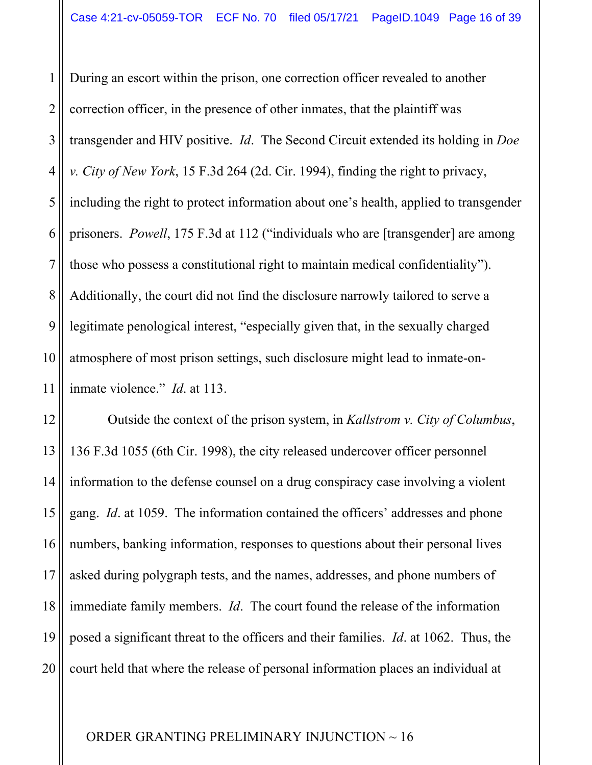During an escort within the prison, one correction officer revealed to another correction officer, in the presence of other inmates, that the plaintiff was transgender and HIV positive. *Id*. The Second Circuit extended its holding in *Doe v. City of New York*, 15 F.3d 264 (2d. Cir. 1994), finding the right to privacy, including the right to protect information about one's health, applied to transgender prisoners. *Powell*, 175 F.3d at 112 ("individuals who are [transgender] are among those who possess a constitutional right to maintain medical confidentiality"). Additionally, the court did not find the disclosure narrowly tailored to serve a legitimate penological interest, "especially given that, in the sexually charged atmosphere of most prison settings, such disclosure might lead to inmate-on-inmate violence." *Id*. at 113.

Outside the context of the prison system, in *Kallstrom v. City of Columbus*, 136 F.3d 1055 (6th Cir. 1998), the city released undercover officer personnel information to the defense counsel on a drug conspiracy case involving a violent gang. *Id*. at 1059. The information contained the officers' addresses and phone numbers, banking information, responses to questions about their personal lives asked during polygraph tests, and the names, addresses, and phone numbers of immediate family members. *Id*. The court found the release of the information posed a significant threat to the officers and their families. *Id*. at 1062. Thus, the court held that where the release of personal information places an individual at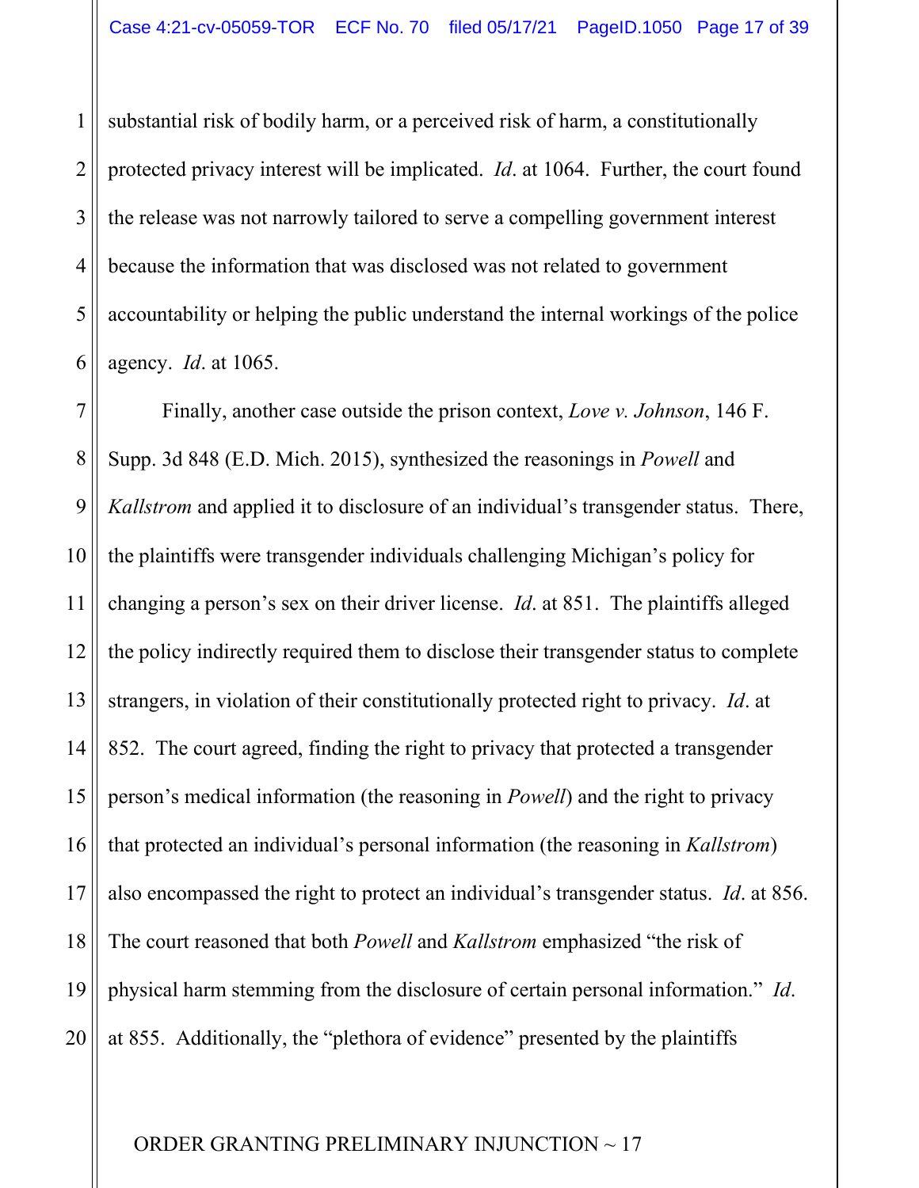substantial risk of bodily harm, or a perceived risk of harm, a constitutionally protected privacy interest will be implicated. *Id*. at 1064. Further, the court found the release was not narrowly tailored to serve a compelling government interest because the information that was disclosed was not related to government accountability or helping the public understand the internal workings of the police agency. *Id*. at 1065.

Finally, another case outside the prison context, *Love v. Johnson*, 146 F. Supp. 3d 848 (E.D. Mich. 2015), synthesized the reasonings in *Powell* and *Kallstrom* and applied it to disclosure of an individual's transgender status. There, the plaintiffs were transgender individuals challenging Michigan's policy for changing a person's sex on their driver license. *Id*. at 851. The plaintiffs alleged the policy indirectly required them to disclose their transgender status to complete strangers, in violation of their constitutionally protected right to privacy. *Id*. at 852. The court agreed, finding the right to privacy that protected a transgender person's medical information (the reasoning in *Powell*) and the right to privacy that protected an individual's personal information (the reasoning in *Kallstrom*) also encompassed the right to protect an individual's transgender status. *Id*. at 856. The court reasoned that both *Powell* and *Kallstrom* emphasized "the risk of physical harm stemming from the disclosure of certain personal information." *Id*. at 855. Additionally, the "plethora of evidence" presented by the plaintiffs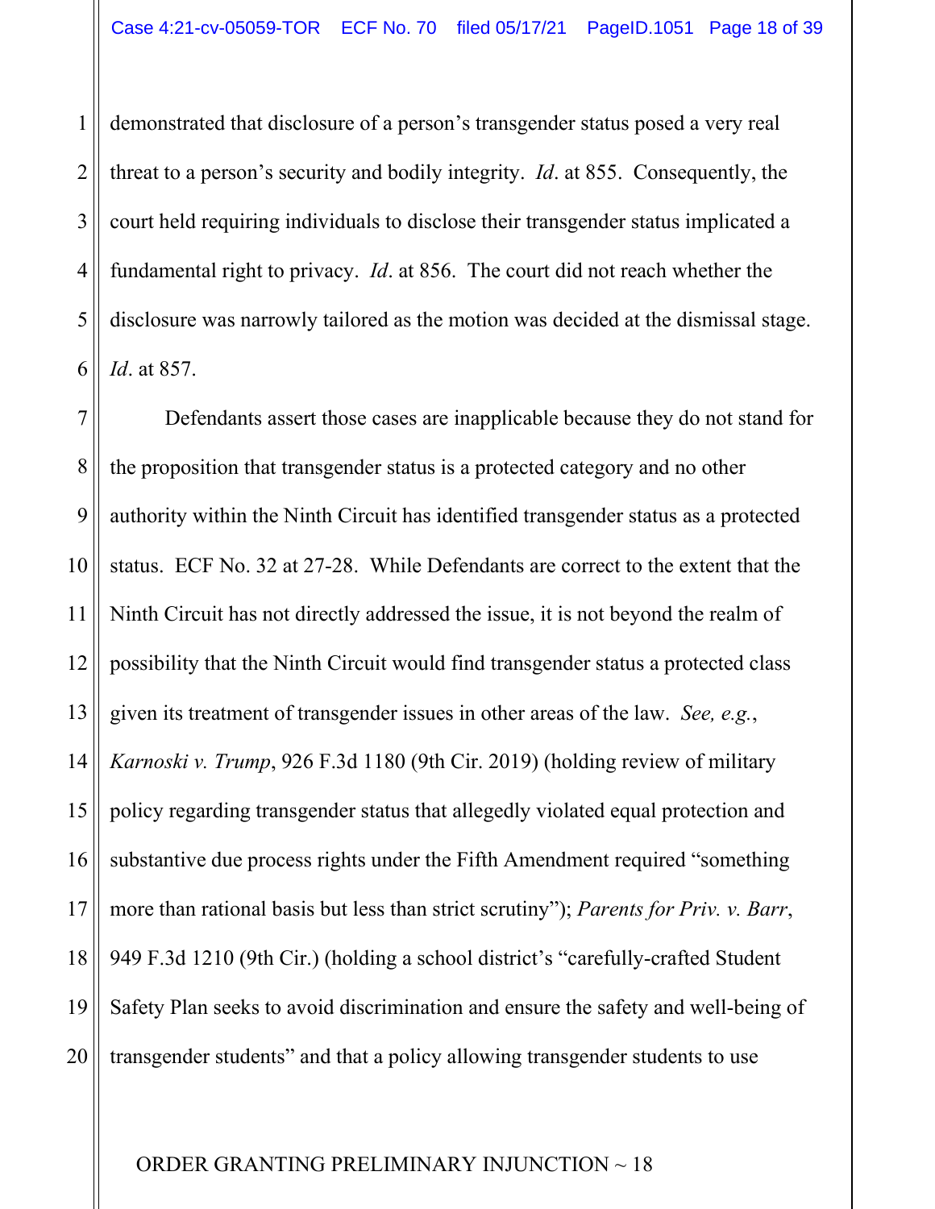demonstrated that disclosure of a person's transgender status posed a very real threat to a person's security and bodily integrity. *Id*. at 855. Consequently, the court held requiring individuals to disclose their transgender status implicated a fundamental right to privacy. *Id*. at 856. The court did not reach whether the disclosure was narrowly tailored as the motion was decided at the dismissal stage. *Id*. at 857.

Defendants assert those cases are inapplicable because they do not stand for the proposition that transgender status is a protected category and no other authority within the Ninth Circuit has identified transgender status as a protected status. ECF No. 32 at 27-28. While Defendants are correct to the extent that the Ninth Circuit has not directly addressed the issue, it is not beyond the realm of possibility that the Ninth Circuit would find transgender status a protected class given its treatment of transgender issues in other areas of the law. *See, e.g.*, *Karnoski v. Trump*, 926 F.3d 1180 (9th Cir. 2019) (holding review of military policy regarding transgender status that allegedly violated equal protection and substantive due process rights under the Fifth Amendment required "something more than rational basis but less than strict scrutiny"); *Parents for Priv. v. Barr*, 949 F.3d 1210 (9th Cir.) (holding a school district's "carefully-crafted Student Safety Plan seeks to avoid discrimination and ensure the safety and well-being of transgender students" and that a policy allowing transgender students to use

ORDER GRANTING PRELIMINARY INJUNCTION ~ 18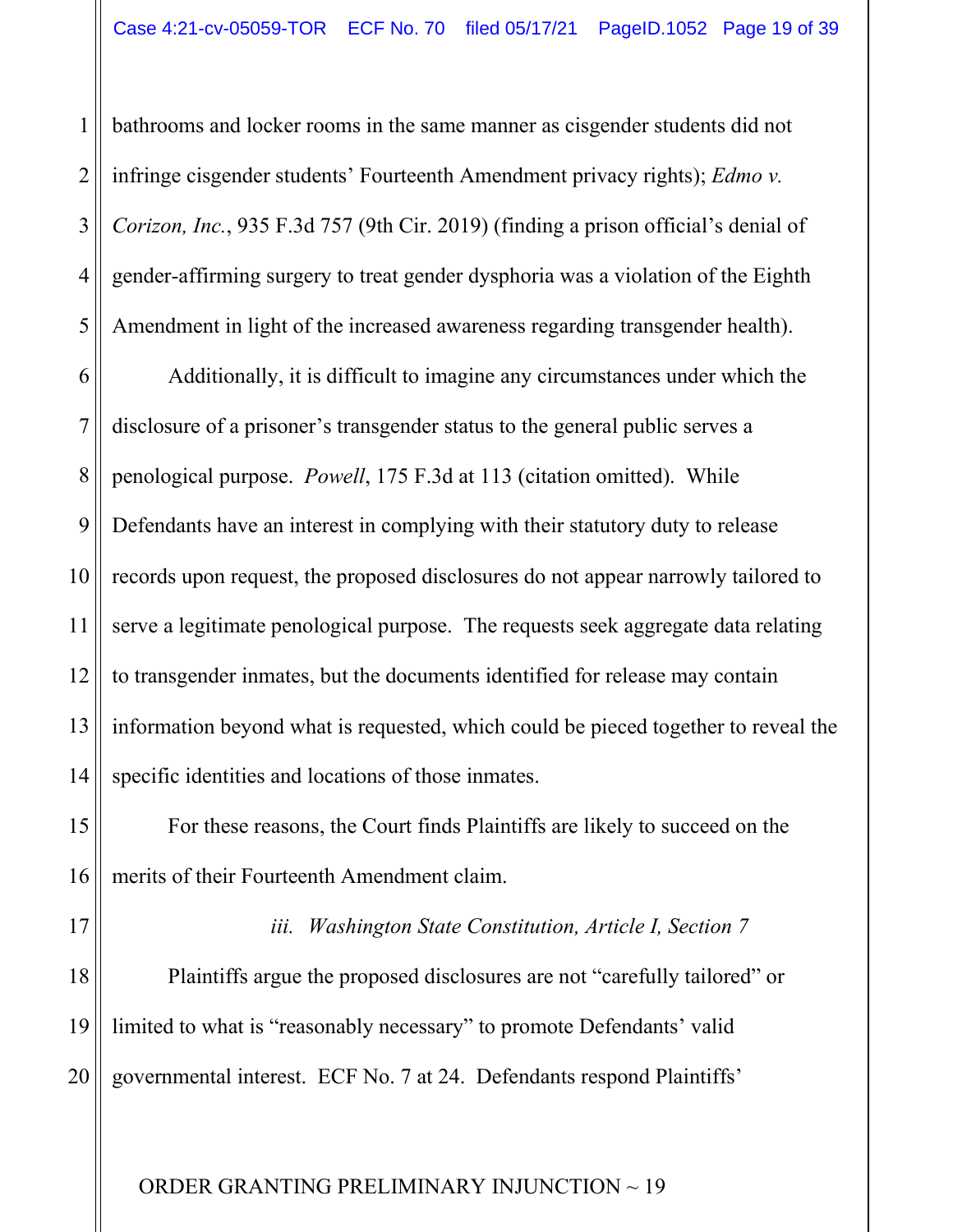bathrooms and locker rooms in the same manner as cisgender students did not infringe cisgender students' Fourteenth Amendment privacy rights); *Edmo v. Corizon, Inc.*, 935 F.3d 757 (9th Cir. 2019) (finding a prison official's denial of gender-affirming surgery to treat gender dysphoria was a violation of the Eighth Amendment in light of the increased awareness regarding transgender health).

Additionally, it is difficult to imagine any circumstances under which the disclosure of a prisoner's transgender status to the general public serves a penological purpose. *Powell*, 175 F.3d at 113 (citation omitted). While Defendants have an interest in complying with their statutory duty to release records upon request, the proposed disclosures do not appear narrowly tailored to serve a legitimate penological purpose. The requests seek aggregate data relating to transgender inmates, but the documents identified for release may contain information beyond what is requested, which could be pieced together to reveal the specific identities and locations of those inmates.

For these reasons, the Court finds Plaintiffs are likely to succeed on the merits of their Fourteenth Amendment claim.

*iii. Washington State Constitution, Article I, Section 7*

Plaintiffs argue the proposed disclosures are not "carefully tailored" or limited to what is "reasonably necessary" to promote Defendants' valid governmental interest. ECF No. 7 at 24. Defendants respond Plaintiffs'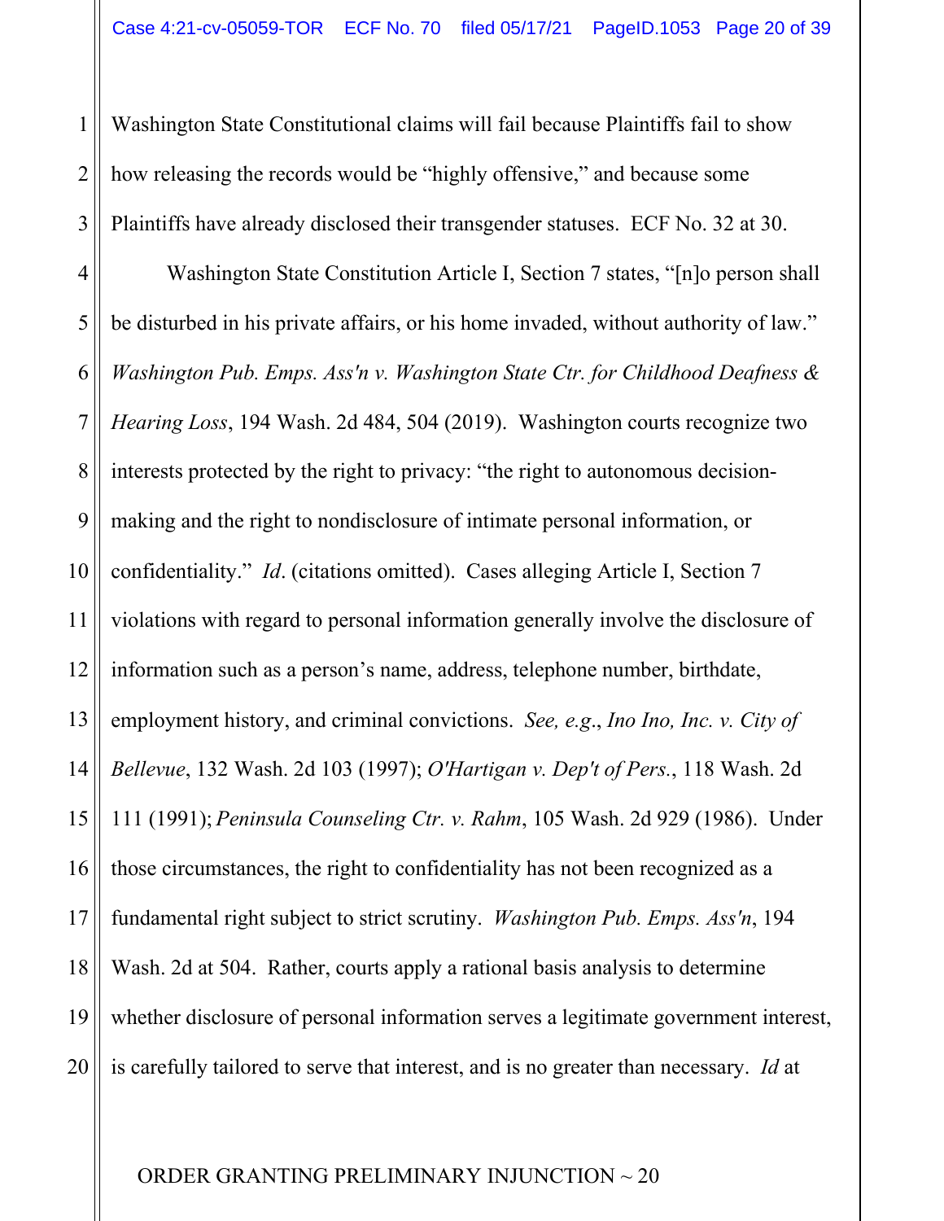Washington State Constitutional claims will fail because Plaintiffs fail to show how releasing the records would be "highly offensive," and because some Plaintiffs have already disclosed their transgender statuses. ECF No. 32 at 30.

Washington State Constitution Article I, Section 7 states, "[n]o person shall be disturbed in his private affairs, or his home invaded, without authority of law." *Washington Pub. Emps. Ass'n v. Washington State Ctr. for Childhood Deafness & Hearing Loss*, 194 Wash. 2d 484, 504 (2019). Washington courts recognize two interests protected by the right to privacy: "the right to autonomous decision-making and the right to nondisclosure of intimate personal information, or confidentiality." *Id*. (citations omitted). Cases alleging Article I, Section 7 violations with regard to personal information generally involve the disclosure of information such as a person's name, address, telephone number, birthdate, employment history, and criminal convictions. *See, e.g.*, *Ino Ino, Inc. v. City of Bellevue*, 132 Wash. 2d 103 (1997); *O'Hartigan v. Dep't of Pers.*, 118 Wash. 2d 111 (1991); *Peninsula Counseling Ctr. v. Rahm*, 105 Wash. 2d 929 (1986). Under those circumstances, the right to confidentiality has not been recognized as a fundamental right subject to strict scrutiny. *Washington Pub. Emps. Ass'n*, 194 Wash. 2d at 504. Rather, courts apply a rational basis analysis to determine whether disclosure of personal information serves a legitimate government interest, is carefully tailored to serve that interest, and is no greater than necessary. *Id* at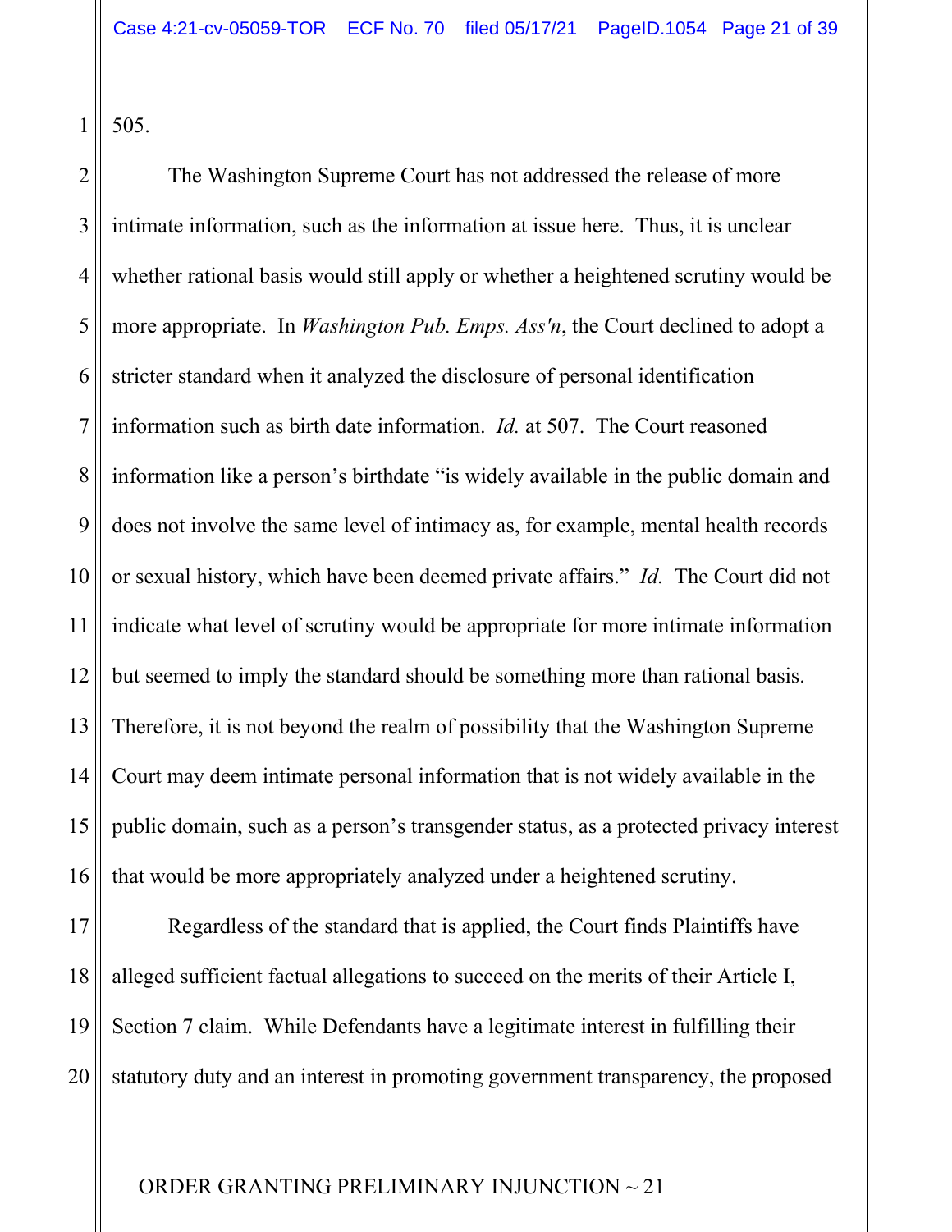505.

The Washington Supreme Court has not addressed the release of more intimate information, such as the information at issue here. Thus, it is unclear whether rational basis would still apply or whether a heightened scrutiny would be more appropriate. In *Washington Pub. Emps. Ass'n*, the Court declined to adopt a stricter standard when it analyzed the disclosure of personal identification information such as birth date information. *Id.* at 507. The Court reasoned information like a person's birthdate "is widely available in the public domain and does not involve the same level of intimacy as, for example, mental health records or sexual history, which have been deemed private affairs." *Id.* The Court did not indicate what level of scrutiny would be appropriate for more intimate information but seemed to imply the standard should be something more than rational basis. Therefore, it is not beyond the realm of possibility that the Washington Supreme Court may deem intimate personal information that is not widely available in the public domain, such as a person's transgender status, as a protected privacy interest that would be more appropriately analyzed under a heightened scrutiny.

Regardless of the standard that is applied, the Court finds Plaintiffs have alleged sufficient factual allegations to succeed on the merits of their Article I, Section 7 claim. While Defendants have a legitimate interest in fulfilling their statutory duty and an interest in promoting government transparency, the proposed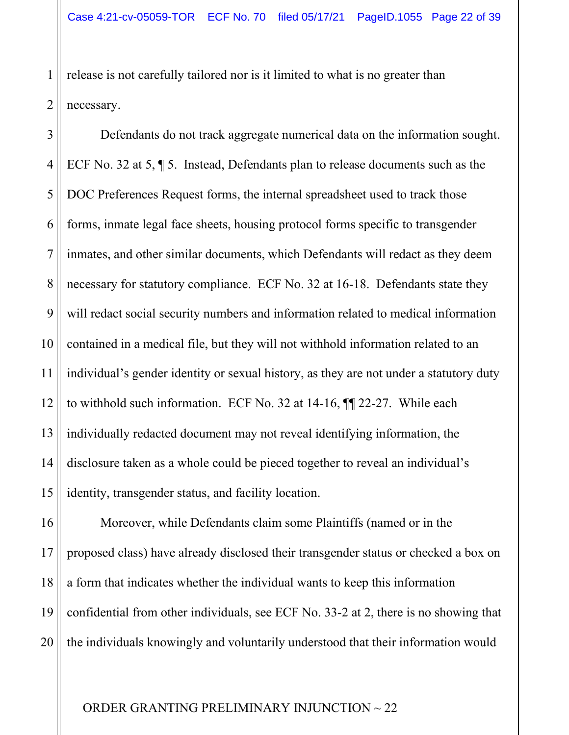release is not carefully tailored nor is it limited to what is no greater than necessary.

Defendants do not track aggregate numerical data on the information sought. ECF No. 32 at 5, ¶ 5. Instead, Defendants plan to release documents such as the DOC Preferences Request forms, the internal spreadsheet used to track those forms, inmate legal face sheets, housing protocol forms specific to transgender inmates, and other similar documents, which Defendants will redact as they deem necessary for statutory compliance. ECF No. 32 at 16-18. Defendants state they will redact social security numbers and information related to medical information contained in a medical file, but they will not withhold information related to an individual's gender identity or sexual history, as they are not under a statutory duty to withhold such information. ECF No. 32 at 14-16, ¶¶ 22-27. While each individually redacted document may not reveal identifying information, the disclosure taken as a whole could be pieced together to reveal an individual's identity, transgender status, and facility location.

Moreover, while Defendants claim some Plaintiffs (named or in the proposed class) have already disclosed their transgender status or checked a box on a form that indicates whether the individual wants to keep this information confidential from other individuals, see ECF No. 33-2 at 2, there is no showing that the individuals knowingly and voluntarily understood that their information would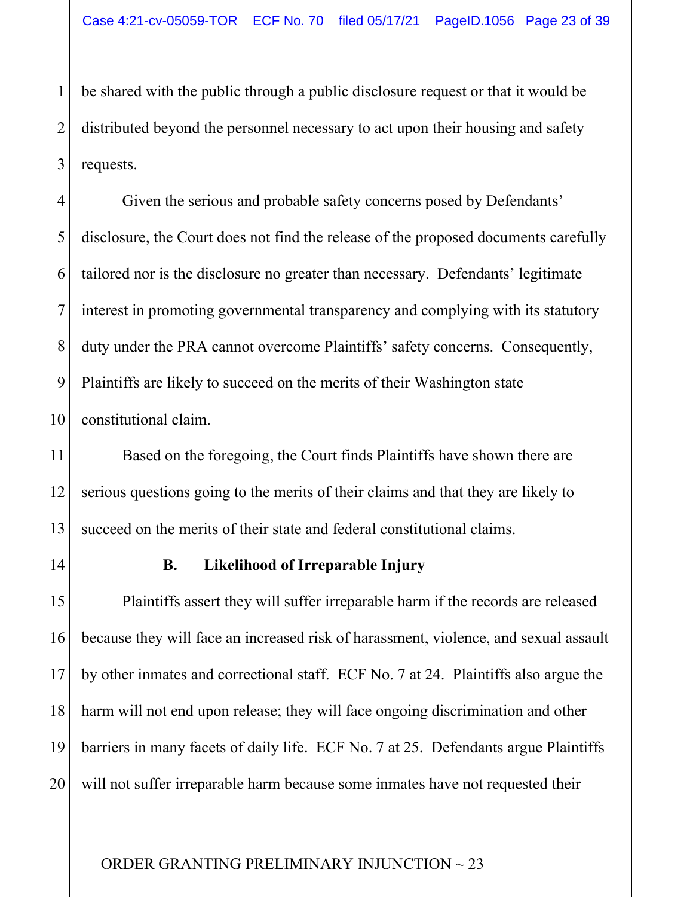be shared with the public through a public disclosure request or that it would be distributed beyond the personnel necessary to act upon their housing and safety requests.

Given the serious and probable safety concerns posed by Defendants' disclosure, the Court does not find the release of the proposed documents carefully tailored nor is the disclosure no greater than necessary. Defendants' legitimate interest in promoting governmental transparency and complying with its statutory duty under the PRA cannot overcome Plaintiffs' safety concerns. Consequently, Plaintiffs are likely to succeed on the merits of their Washington state constitutional claim.

Based on the foregoing, the Court finds Plaintiffs have shown there are serious questions going to the merits of their claims and that they are likely to succeed on the merits of their state and federal constitutional claims.

### B. Likelihood of Irreparable Injury

Plaintiffs assert they will suffer irreparable harm if the records are released because they will face an increased risk of harassment, violence, and sexual assault by other inmates and correctional staff. ECF No. 7 at 24. Plaintiffs also argue the harm will not end upon release; they will face ongoing discrimination and other barriers in many facets of daily life. ECF No. 7 at 25. Defendants argue Plaintiffs will not suffer irreparable harm because some inmates have not requested their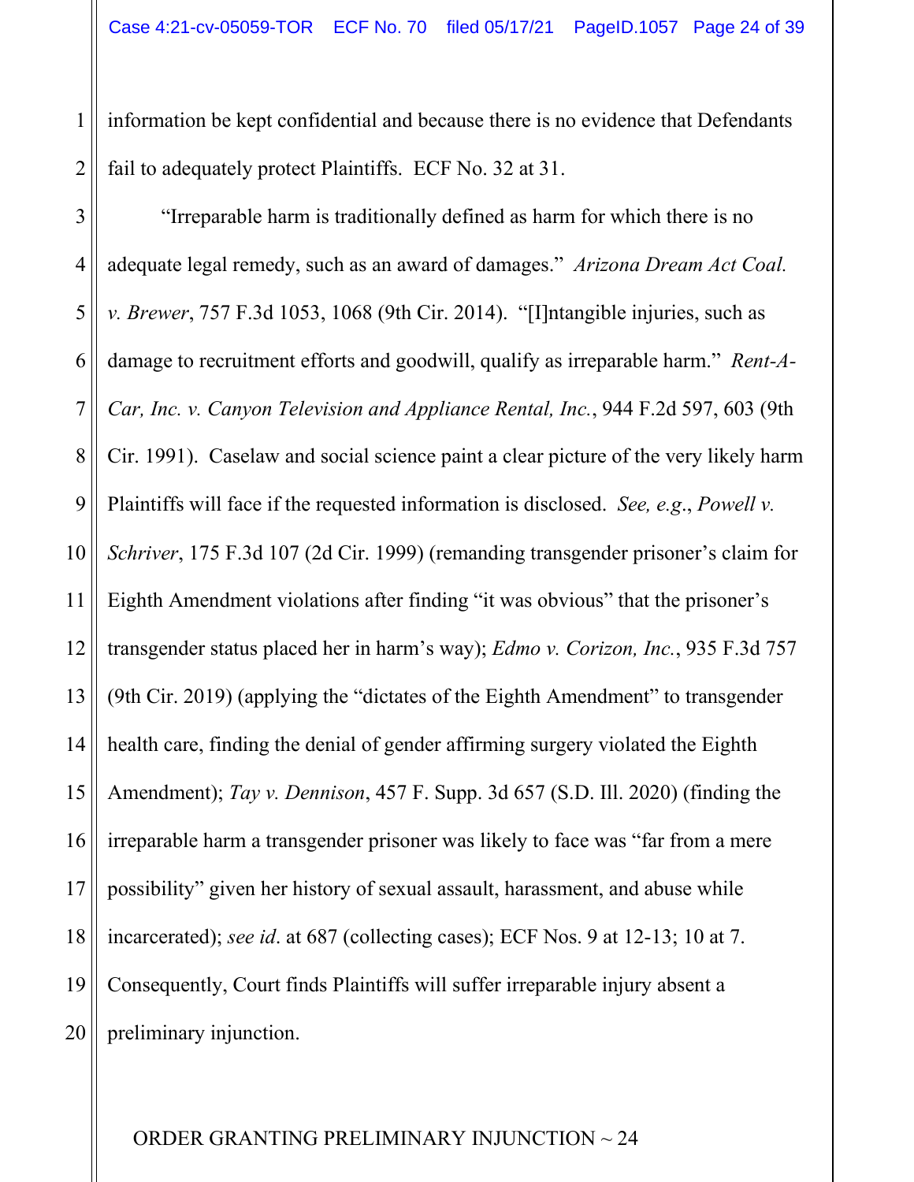information be kept confidential and because there is no evidence that Defendants fail to adequately protect Plaintiffs. ECF No. 32 at 31.

"Irreparable harm is traditionally defined as harm for which there is no adequate legal remedy, such as an award of damages." *Arizona Dream Act Coal. v. Brewer*, 757 F.3d 1053, 1068 (9th Cir. 2014). "[I]ntangible injuries, such as damage to recruitment efforts and goodwill, qualify as irreparable harm." *Rent-A-Car, Inc. v. Canyon Television and Appliance Rental, Inc.*, 944 F.2d 597, 603 (9th Cir. 1991). Caselaw and social science paint a clear picture of the very likely harm Plaintiffs will face if the requested information is disclosed. *See, e.g.*, *Powell v. Schriver*, 175 F.3d 107 (2d Cir. 1999) (remanding transgender prisoner's claim for Eighth Amendment violations after finding "it was obvious" that the prisoner's transgender status placed her in harm's way); *Edmo v. Corizon, Inc.*, 935 F.3d 757 (9th Cir. 2019) (applying the "dictates of the Eighth Amendment" to transgender health care, finding the denial of gender affirming surgery violated the Eighth Amendment); *Tay v. Dennison*, 457 F. Supp. 3d 657 (S.D. Ill. 2020) (finding the irreparable harm a transgender prisoner was likely to face was "far from a mere possibility" given her history of sexual assault, harassment, and abuse while incarcerated); *see id*. at 687 (collecting cases); ECF Nos. 9 at 12-13; 10 at 7. Consequently, Court finds Plaintiffs will suffer irreparable injury absent a preliminary injunction.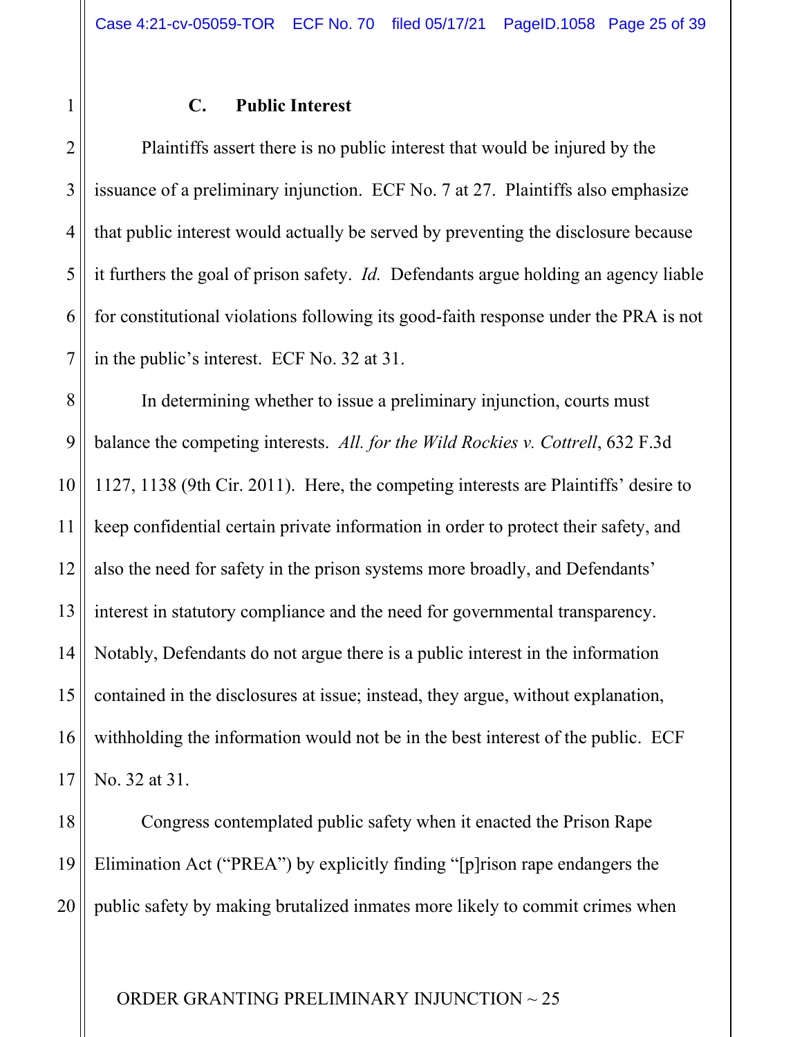### C. Public Interest

Plaintiffs assert there is no public interest that would be injured by the issuance of a preliminary injunction. ECF No. 7 at 27. Plaintiffs also emphasize that public interest would actually be served by preventing the disclosure because it furthers the goal of prison safety. *Id.* Defendants argue holding an agency liable for constitutional violations following its good-faith response under the PRA is not in the public's interest. ECF No. 32 at 31.

In determining whether to issue a preliminary injunction, courts must balance the competing interests. *All. for the Wild Rockies v. Cottrell*, 632 F.3d 1127, 1138 (9th Cir. 2011). Here, the competing interests are Plaintiffs' desire to keep confidential certain private information in order to protect their safety, and also the need for safety in the prison systems more broadly, and Defendants' interest in statutory compliance and the need for governmental transparency. Notably, Defendants do not argue there is a public interest in the information contained in the disclosures at issue; instead, they argue, without explanation, withholding the information would not be in the best interest of the public. ECF No. 32 at 31.

Congress contemplated public safety when it enacted the Prison Rape Elimination Act ("PREA") by explicitly finding "[p]rison rape endangers the public safety by making brutalized inmates more likely to commit crimes when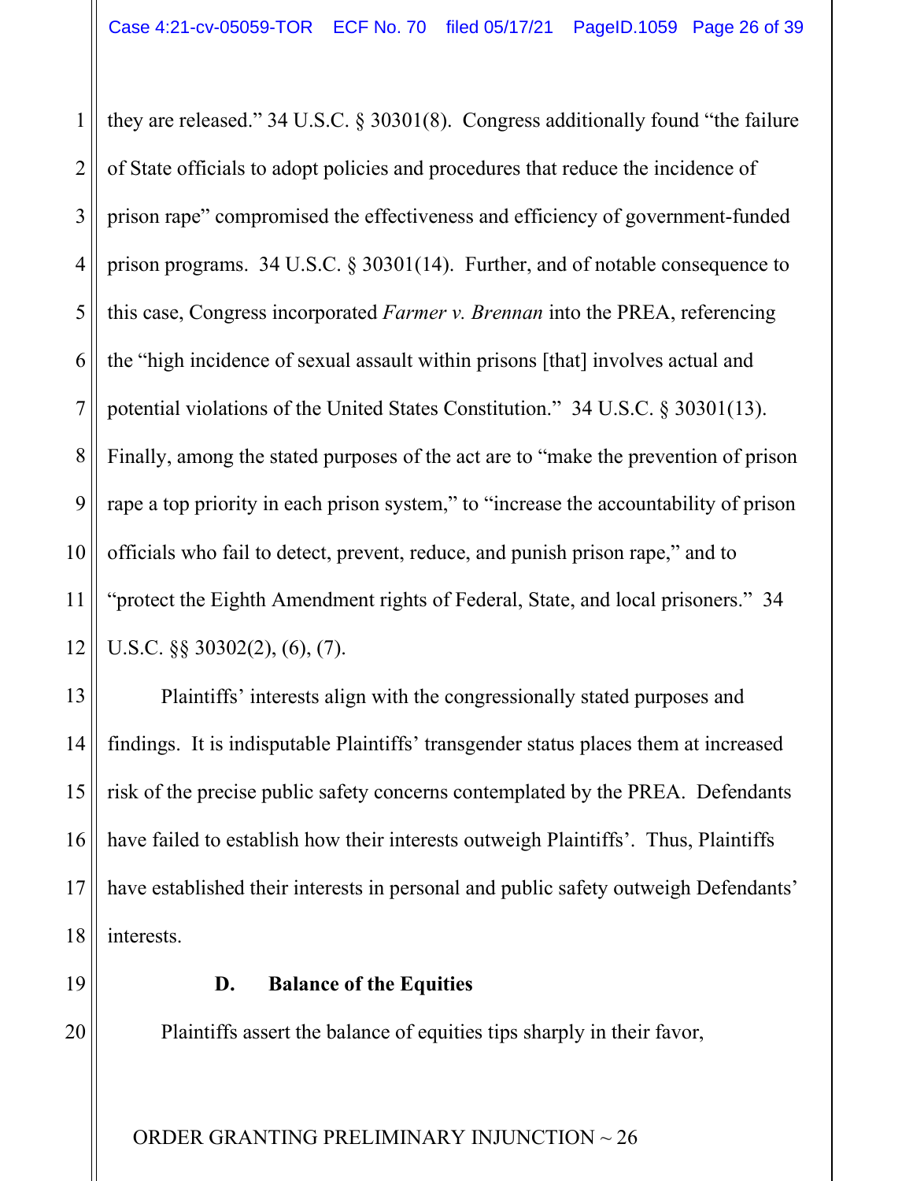they are released." 34 U.S.C. § 30301(8). Congress additionally found "the failure of State officials to adopt policies and procedures that reduce the incidence of prison rape" compromised the effectiveness and efficiency of government-funded prison programs. 34 U.S.C. § 30301(14). Further, and of notable consequence to this case, Congress incorporated *Farmer v. Brennan* into the PREA, referencing the "high incidence of sexual assault within prisons [that] involves actual and potential violations of the United States Constitution." 34 U.S.C. § 30301(13). Finally, among the stated purposes of the act are to "make the prevention of prison rape a top priority in each prison system," to "increase the accountability of prison officials who fail to detect, prevent, reduce, and punish prison rape," and to "protect the Eighth Amendment rights of Federal, State, and local prisoners." 34 U.S.C. §§ 30302(2), (6), (7).

Plaintiffs' interests align with the congressionally stated purposes and findings. It is indisputable Plaintiffs' transgender status places them at increased risk of the precise public safety concerns contemplated by the PREA. Defendants have failed to establish how their interests outweigh Plaintiffs'. Thus, Plaintiffs have established their interests in personal and public safety outweigh Defendants' interests.

**D. Balance of the Equities**

Plaintiffs assert the balance of equities tips sharply in their favor,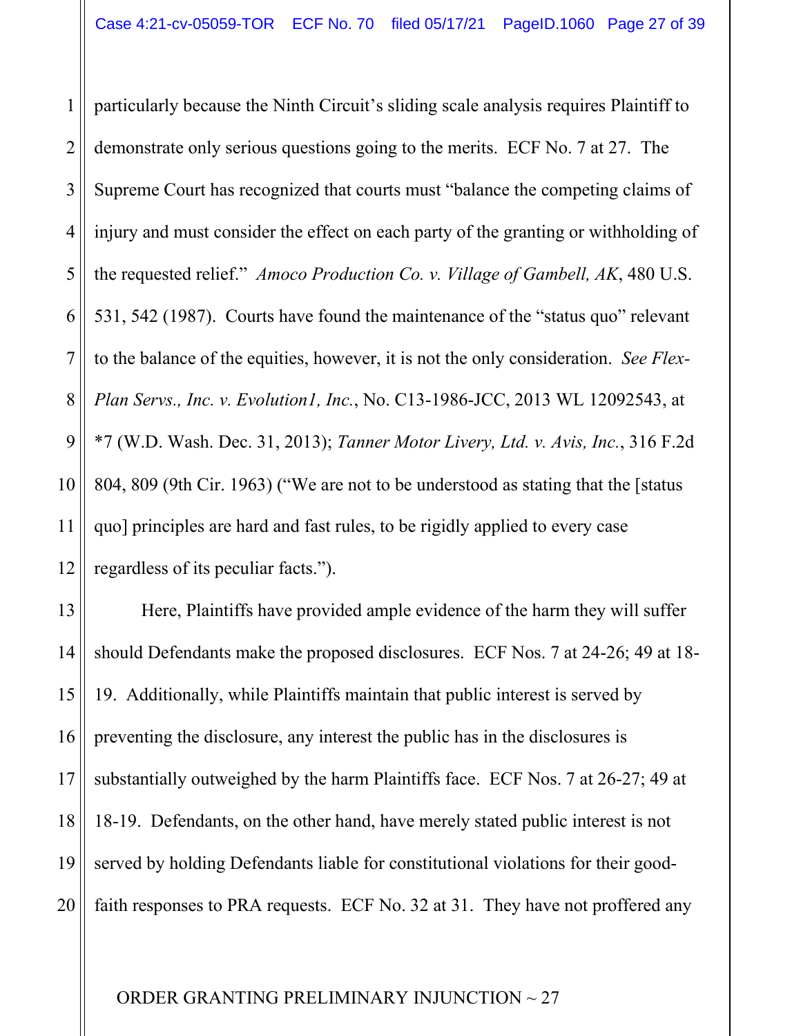particularly because the Ninth Circuit's sliding scale analysis requires Plaintiff to demonstrate only serious questions going to the merits. ECF No. 7 at 27. The Supreme Court has recognized that courts must "balance the competing claims of injury and must consider the effect on each party of the granting or withholding of the requested relief." *Amoco Production Co. v. Village of Gambell, AK*, 480 U.S. 531, 542 (1987). Courts have found the maintenance of the "status quo" relevant to the balance of the equities, however, it is not the only consideration. *See Flex-Plan Servs., Inc. v. Evolution1, Inc.*, No. C13-1986-JCC, 2013 WL 12092543, at *7 (W.D. Wash. Dec. 31, 2013); *Tanner Motor Livery, Ltd. v. Avis, Inc.*, 316 F.2d 804, 809 (9th Cir. 1963) ("We are not to be understood as stating that the [status quo] principles are hard and fast rules, to be rigidly applied to every case regardless of its peculiar facts.").

Here, Plaintiffs have provided ample evidence of the harm they will suffer should Defendants make the proposed disclosures. ECF Nos. 7 at 24-26; 49 at 18-19. Additionally, while Plaintiffs maintain that public interest is served by preventing the disclosure, any interest the public has in the disclosures is substantially outweighed by the harm Plaintiffs face. ECF Nos. 7 at 26-27; 49 at 18-19. Defendants, on the other hand, have merely stated public interest is not served by holding Defendants liable for constitutional violations for their good-faith responses to PRA requests. ECF No. 32 at 31. They have not proffered any

ORDER GRANTING PRELIMINARY INJUNCTION ~ 27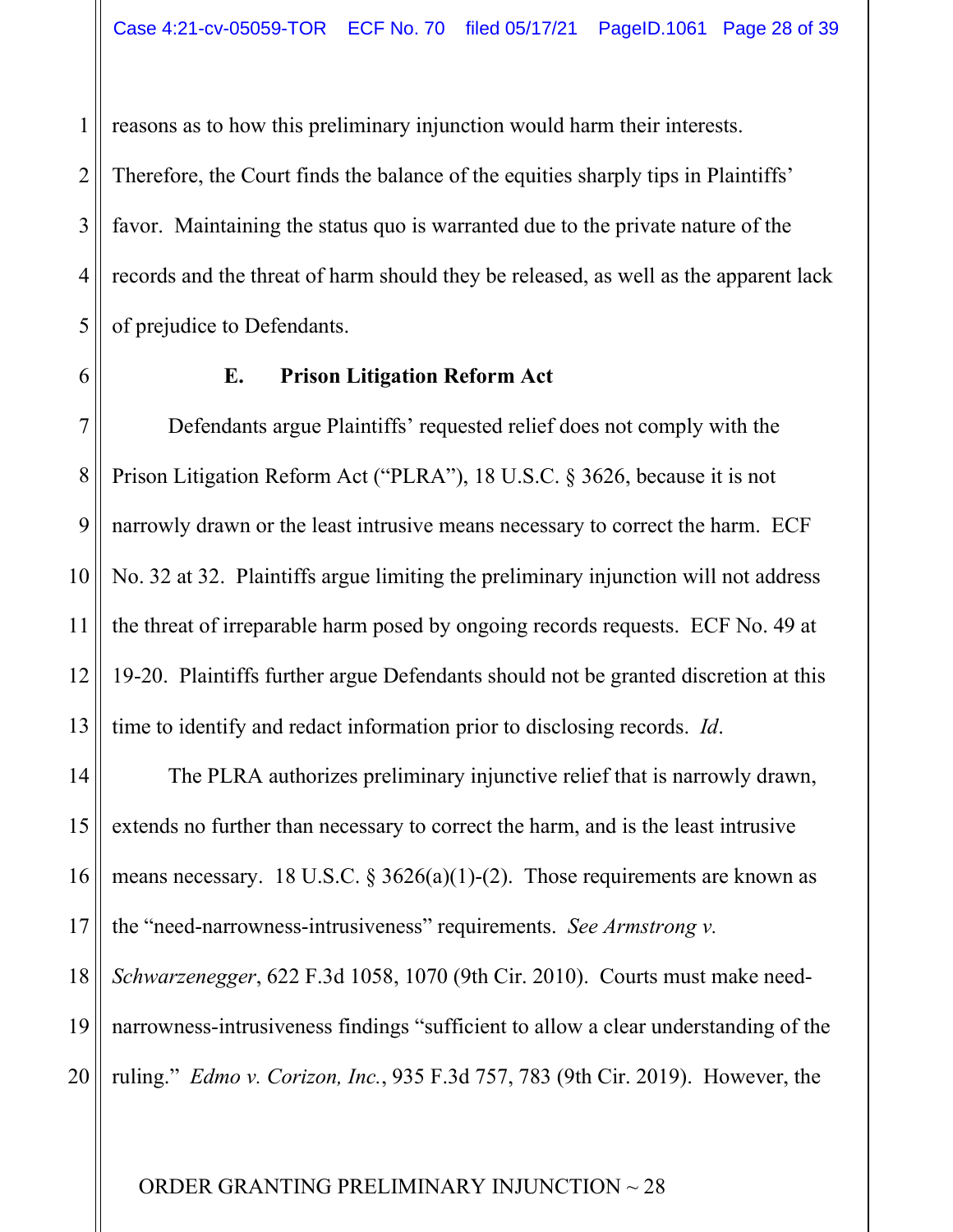reasons as to how this preliminary injunction would harm their interests. Therefore, the Court finds the balance of the equities sharply tips in Plaintiffs' favor. Maintaining the status quo is warranted due to the private nature of the records and the threat of harm should they be released, as well as the apparent lack of prejudice to Defendants.

### E. Prison Litigation Reform Act

Defendants argue Plaintiffs' requested relief does not comply with the Prison Litigation Reform Act ("PLRA"), 18 U.S.C. § 3626, because it is not narrowly drawn or the least intrusive means necessary to correct the harm. ECF No. 32 at 32. Plaintiffs argue limiting the preliminary injunction will not address the threat of irreparable harm posed by ongoing records requests. ECF No. 49 at 19-20. Plaintiffs further argue Defendants should not be granted discretion at this time to identify and redact information prior to disclosing records. *Id*.

The PLRA authorizes preliminary injunctive relief that is narrowly drawn, extends no further than necessary to correct the harm, and is the least intrusive means necessary. 18 U.S.C. § 3626(a)(1)-(2). Those requirements are known as the "need-narrowness-intrusiveness" requirements. *See Armstrong v. Schwarzenegger*, 622 F.3d 1058, 1070 (9th Cir. 2010). Courts must make need-narrowness-intrusiveness findings "sufficient to allow a clear understanding of the ruling." *Edmo v. Corizon, Inc.*, 935 F.3d 757, 783 (9th Cir. 2019). However, the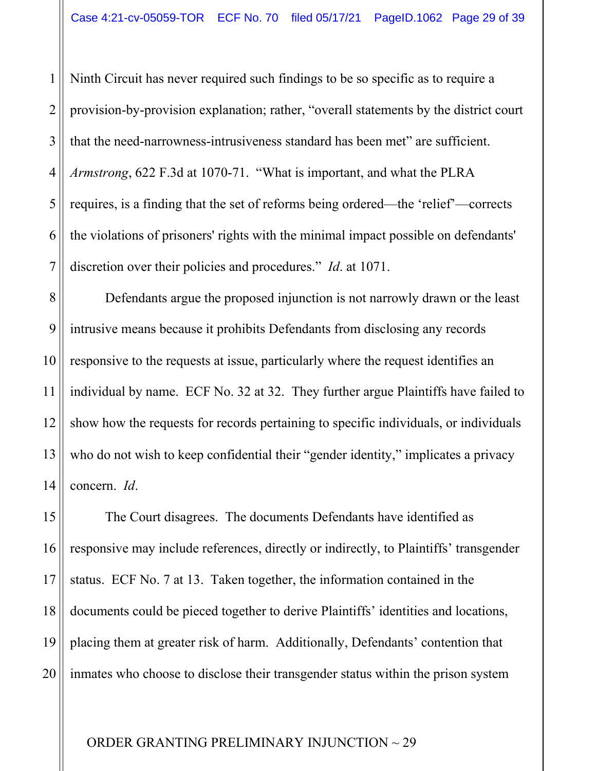Ninth Circuit has never required such findings to be so specific as to require a provision-by-provision explanation; rather, "overall statements by the district court that the need-narrowness-intrusiveness standard has been met" are sufficient. *Armstrong*, 622 F.3d at 1070-71. "What is important, and what the PLRA requires, is a finding that the set of reforms being ordered—the 'relief'—corrects the violations of prisoners' rights with the minimal impact possible on defendants' discretion over their policies and procedures." *Id*. at 1071.

Defendants argue the proposed injunction is not narrowly drawn or the least intrusive means because it prohibits Defendants from disclosing any records responsive to the requests at issue, particularly where the request identifies an individual by name. ECF No. 32 at 32. They further argue Plaintiffs have failed to show how the requests for records pertaining to specific individuals, or individuals who do not wish to keep confidential their "gender identity," implicates a privacy concern. *Id*.

The Court disagrees. The documents Defendants have identified as responsive may include references, directly or indirectly, to Plaintiffs' transgender status. ECF No. 7 at 13. Taken together, the information contained in the documents could be pieced together to derive Plaintiffs' identities and locations, placing them at greater risk of harm. Additionally, Defendants' contention that inmates who choose to disclose their transgender status within the prison system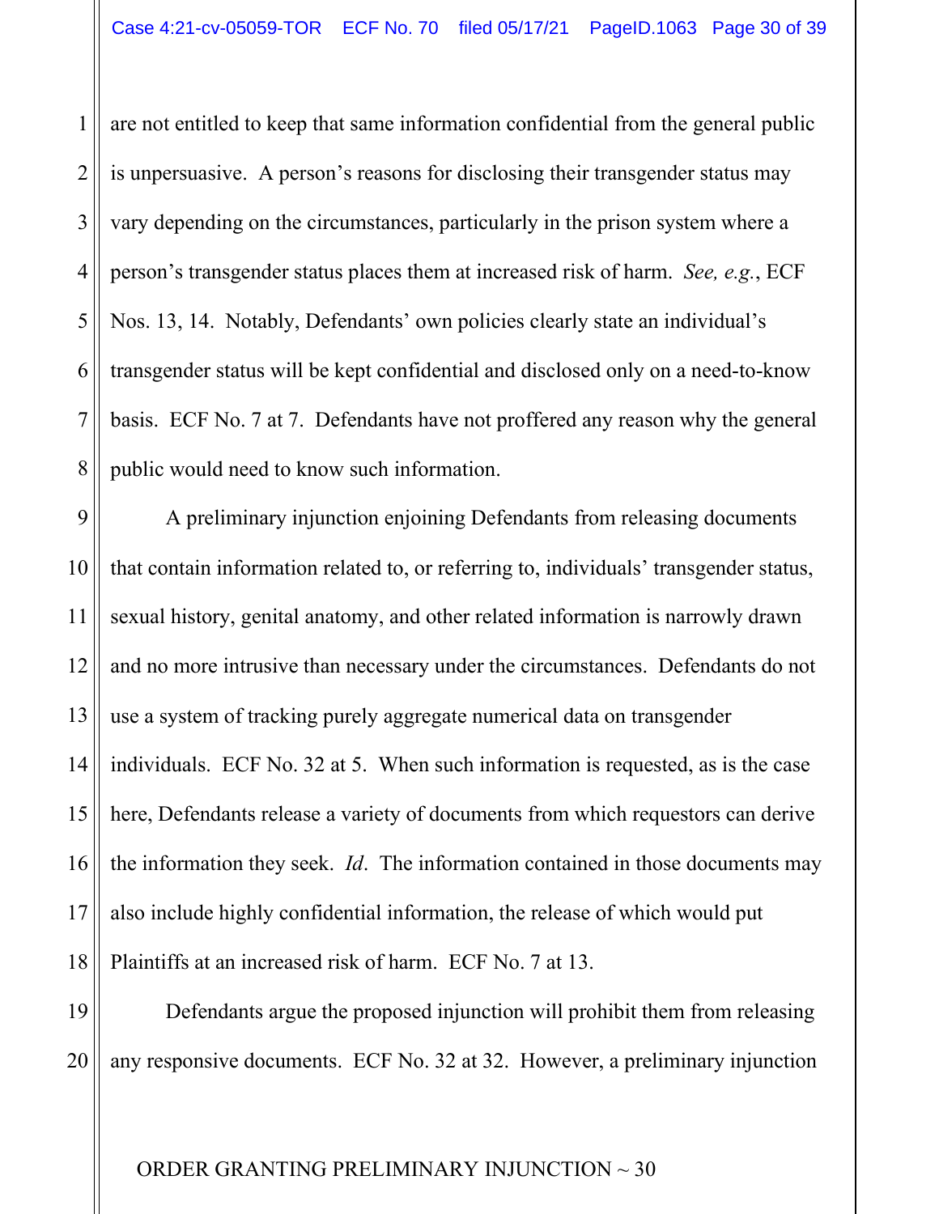are not entitled to keep that same information confidential from the general public is unpersuasive. A person's reasons for disclosing their transgender status may vary depending on the circumstances, particularly in the prison system where a person's transgender status places them at increased risk of harm. *See, e.g.*, ECF Nos. 13, 14. Notably, Defendants' own policies clearly state an individual's transgender status will be kept confidential and disclosed only on a need-to-know basis. ECF No. 7 at 7. Defendants have not proffered any reason why the general public would need to know such information.

A preliminary injunction enjoining Defendants from releasing documents that contain information related to, or referring to, individuals' transgender status, sexual history, genital anatomy, and other related information is narrowly drawn and no more intrusive than necessary under the circumstances. Defendants do not use a system of tracking purely aggregate numerical data on transgender individuals. ECF No. 32 at 5. When such information is requested, as is the case here, Defendants release a variety of documents from which requestors can derive the information they seek. *Id*. The information contained in those documents may also include highly confidential information, the release of which would put Plaintiffs at an increased risk of harm. ECF No. 7 at 13.

Defendants argue the proposed injunction will prohibit them from releasing any responsive documents. ECF No. 32 at 32. However, a preliminary injunction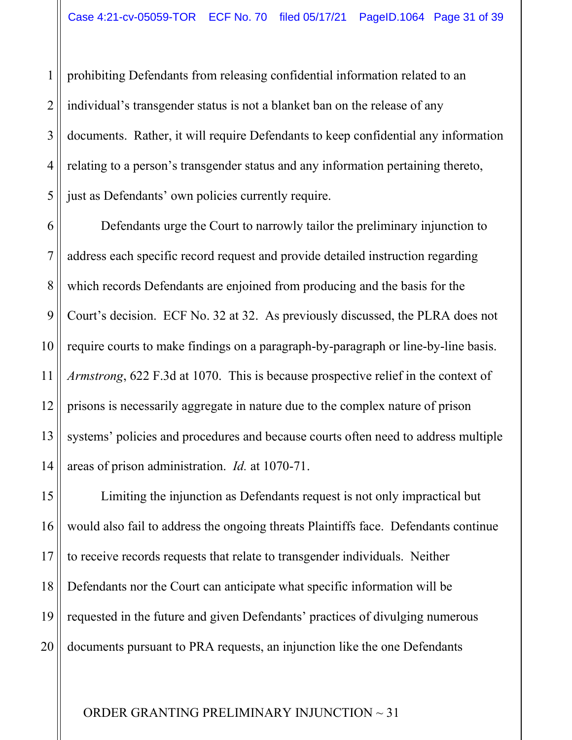prohibiting Defendants from releasing confidential information related to an individual's transgender status is not a blanket ban on the release of any documents. Rather, it will require Defendants to keep confidential any information relating to a person's transgender status and any information pertaining thereto, just as Defendants' own policies currently require.

Defendants urge the Court to narrowly tailor the preliminary injunction to address each specific record request and provide detailed instruction regarding which records Defendants are enjoined from producing and the basis for the Court's decision. ECF No. 32 at 32. As previously discussed, the PLRA does not require courts to make findings on a paragraph-by-paragraph or line-by-line basis. *Armstrong*, 622 F.3d at 1070. This is because prospective relief in the context of prisons is necessarily aggregate in nature due to the complex nature of prison systems' policies and procedures and because courts often need to address multiple areas of prison administration. *Id.* at 1070-71.

Limiting the injunction as Defendants request is not only impractical but would also fail to address the ongoing threats Plaintiffs face. Defendants continue to receive records requests that relate to transgender individuals. Neither Defendants nor the Court can anticipate what specific information will be requested in the future and given Defendants' practices of divulging numerous documents pursuant to PRA requests, an injunction like the one Defendants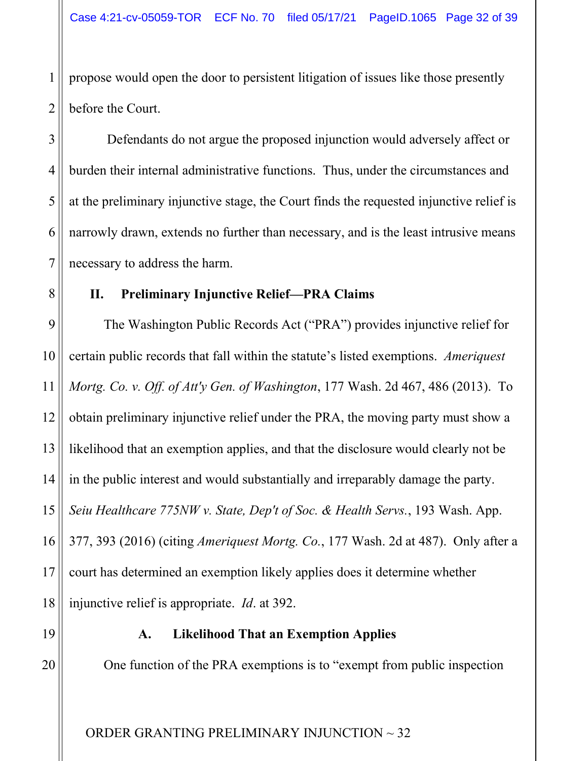propose would open the door to persistent litigation of issues like those presently before the Court.

Defendants do not argue the proposed injunction would adversely affect or burden their internal administrative functions. Thus, under the circumstances and at the preliminary injunctive stage, the Court finds the requested injunctive relief is narrowly drawn, extends no further than necessary, and is the least intrusive means necessary to address the harm.

## II. Preliminary Injunctive Relief—PRA Claims

The Washington Public Records Act ("PRA") provides injunctive relief for certain public records that fall within the statute's listed exemptions. *Ameriquest Mortg. Co. v. Off. of Att'y Gen. of Washington*, 177 Wash. 2d 467, 486 (2013). To obtain preliminary injunctive relief under the PRA, the moving party must show a likelihood that an exemption applies, and that the disclosure would clearly not be in the public interest and would substantially and irreparably damage the party. *Seiu Healthcare 775NW v. State, Dep't of Soc. & Health Servs.*, 193 Wash. App. 377, 393 (2016) (citing *Ameriquest Mortg. Co.*, 177 Wash. 2d at 487). Only after a court has determined an exemption likely applies does it determine whether injunctive relief is appropriate. *Id*. at 392.

### A. Likelihood That an Exemption Applies

One function of the PRA exemptions is to "exempt from public inspection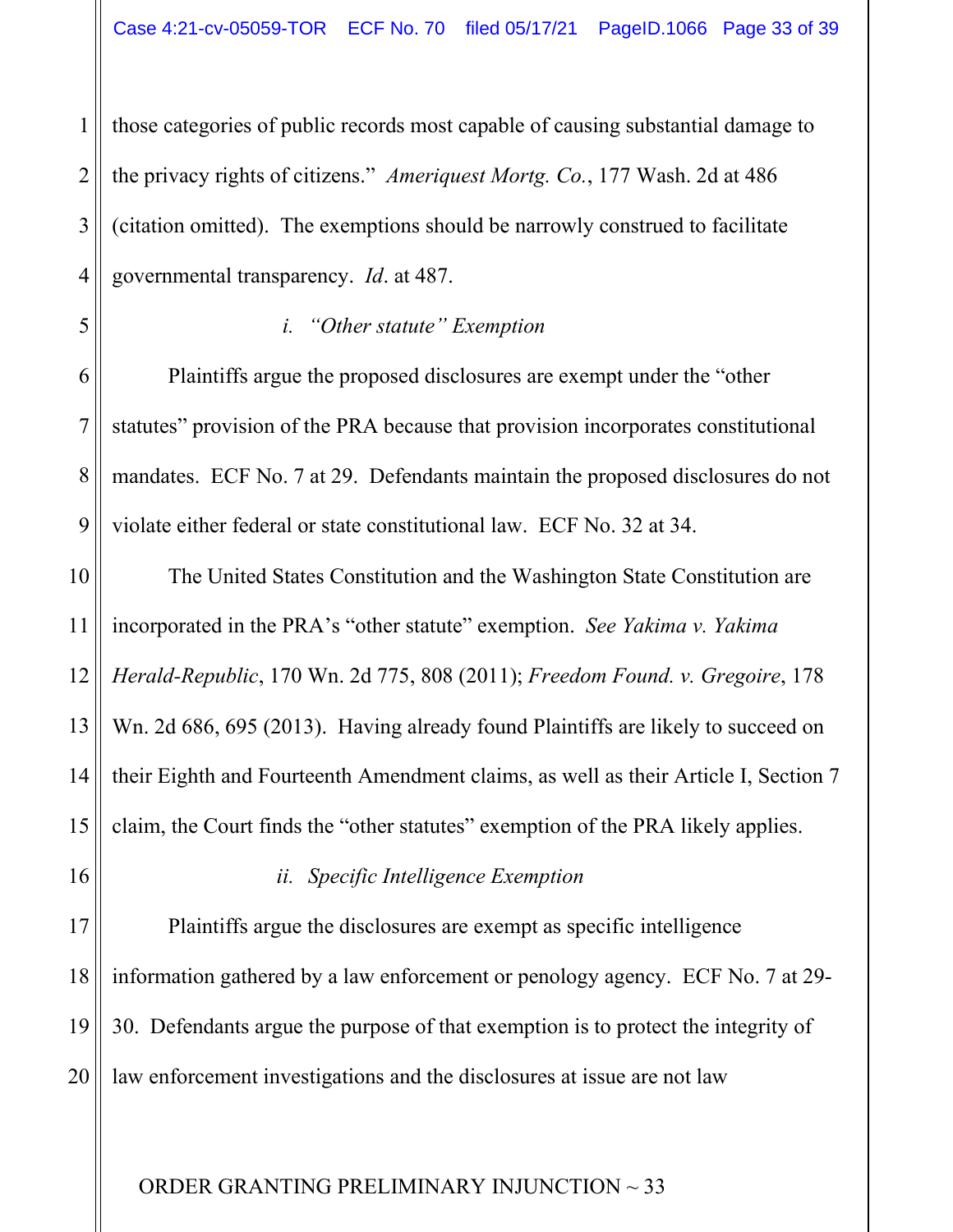those categories of public records most capable of causing substantial damage to the privacy rights of citizens." *Ameriquest Mortg. Co.*, 177 Wash. 2d at 486 (citation omitted). The exemptions should be narrowly construed to facilitate governmental transparency. *Id*. at 487.

*i. "Other statute" Exemption*

Plaintiffs argue the proposed disclosures are exempt under the "other statutes" provision of the PRA because that provision incorporates constitutional mandates. ECF No. 7 at 29. Defendants maintain the proposed disclosures do not violate either federal or state constitutional law. ECF No. 32 at 34.

The United States Constitution and the Washington State Constitution are incorporated in the PRA's "other statute" exemption. *See Yakima v. Yakima Herald-Republic*, 170 Wn. 2d 775, 808 (2011); *Freedom Found. v. Gregoire*, 178 Wn. 2d 686, 695 (2013). Having already found Plaintiffs are likely to succeed on their Eighth and Fourteenth Amendment claims, as well as their Article I, Section 7 claim, the Court finds the "other statutes" exemption of the PRA likely applies.

*ii. Specific Intelligence Exemption*

Plaintiffs argue the disclosures are exempt as specific intelligence information gathered by a law enforcement or penology agency. ECF No. 7 at 29-30. Defendants argue the purpose of that exemption is to protect the integrity of law enforcement investigations and the disclosures at issue are not law

ORDER GRANTING PRELIMINARY INJUNCTION ~ 33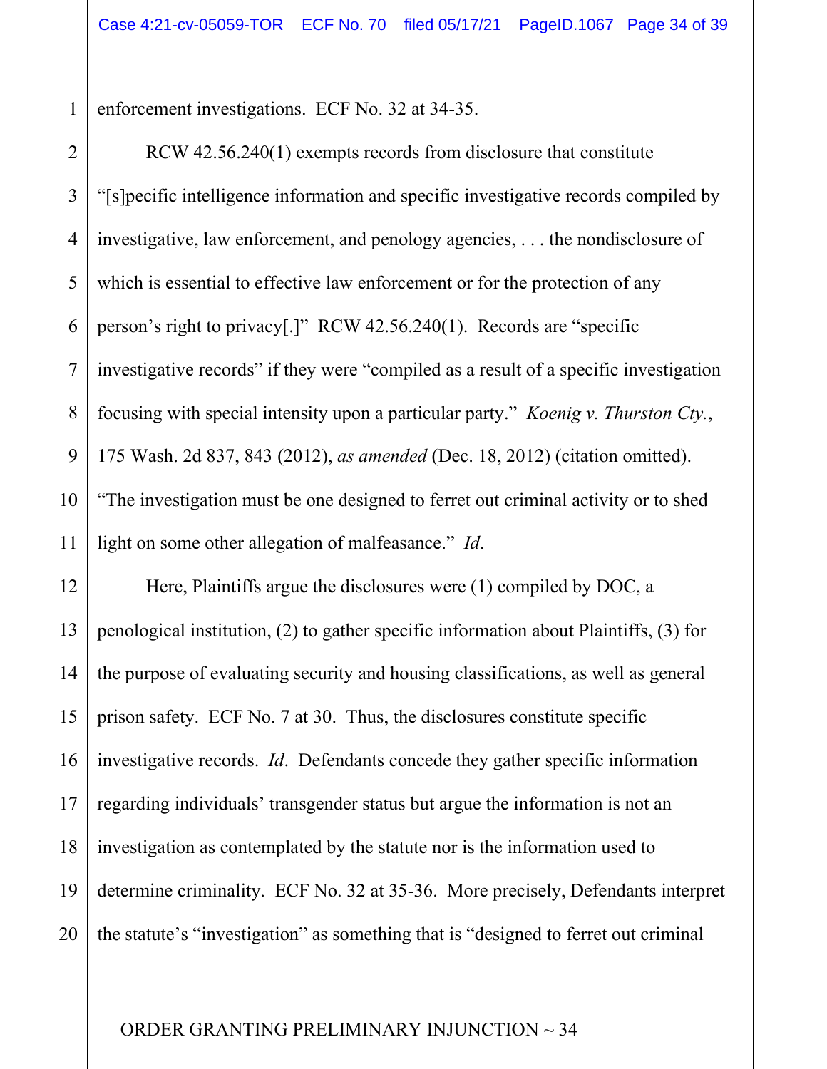enforcement investigations. ECF No. 32 at 34-35.

RCW 42.56.240(1) exempts records from disclosure that constitute "[s]pecific intelligence information and specific investigative records compiled by investigative, law enforcement, and penology agencies, . . . the nondisclosure of which is essential to effective law enforcement or for the protection of any person's right to privacy[.]" RCW 42.56.240(1). Records are "specific investigative records" if they were "compiled as a result of a specific investigation focusing with special intensity upon a particular party." *Koenig v. Thurston Cty.*, 175 Wash. 2d 837, 843 (2012), *as amended* (Dec. 18, 2012) (citation omitted). "The investigation must be one designed to ferret out criminal activity or to shed light on some other allegation of malfeasance." *Id*.

Here, Plaintiffs argue the disclosures were (1) compiled by DOC, a penological institution, (2) to gather specific information about Plaintiffs, (3) for the purpose of evaluating security and housing classifications, as well as general prison safety. ECF No. 7 at 30. Thus, the disclosures constitute specific investigative records. *Id*. Defendants concede they gather specific information regarding individuals' transgender status but argue the information is not an investigation as contemplated by the statute nor is the information used to determine criminality. ECF No. 32 at 35-36. More precisely, Defendants interpret the statute's "investigation" as something that is "designed to ferret out criminal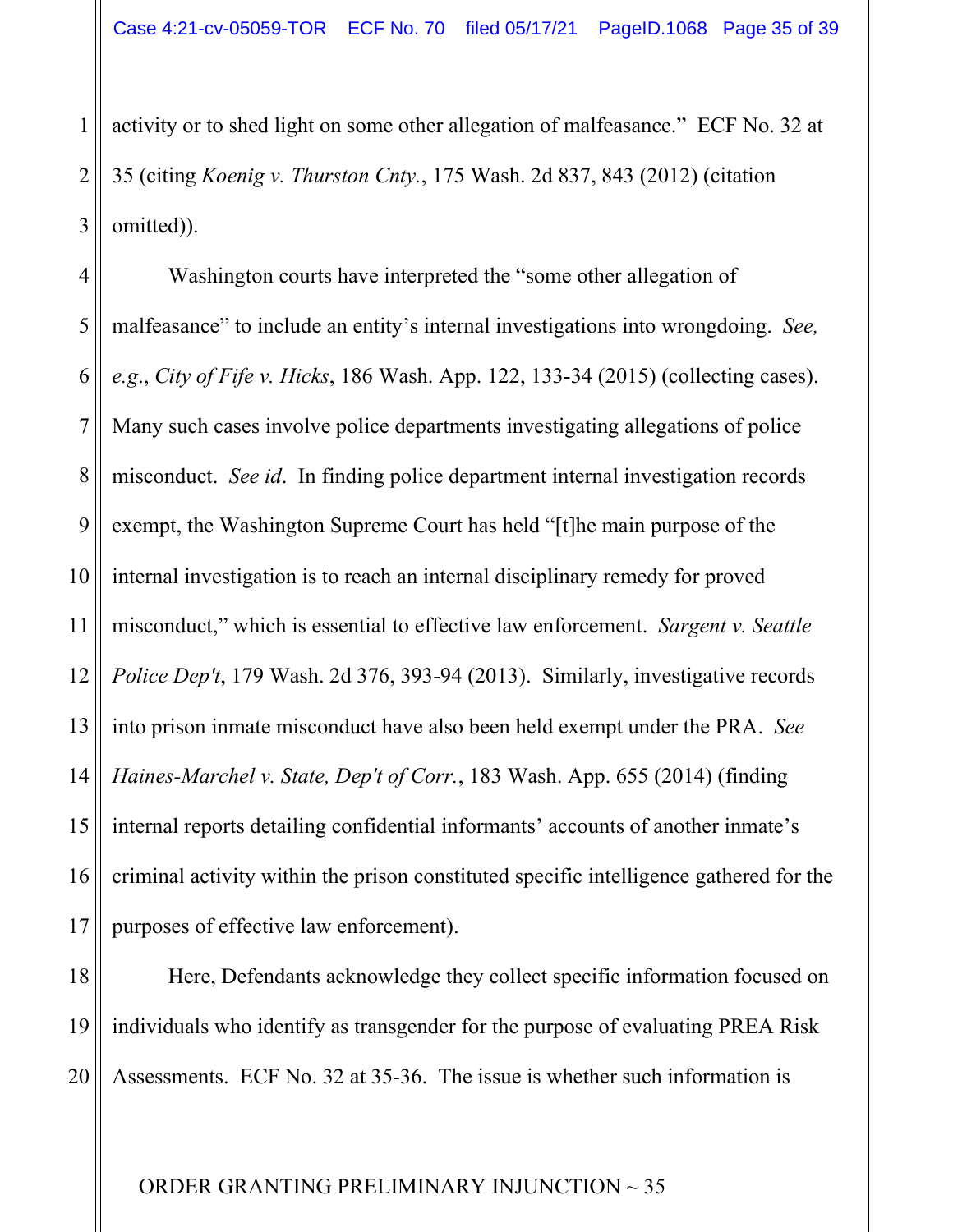activity or to shed light on some other allegation of malfeasance." ECF No. 32 at 35 (citing *Koenig v. Thurston Cnty.*, 175 Wash. 2d 837, 843 (2012) (citation omitted)).

Washington courts have interpreted the "some other allegation of malfeasance" to include an entity's internal investigations into wrongdoing. *See, e.g.*, *City of Fife v. Hicks*, 186 Wash. App. 122, 133-34 (2015) (collecting cases). Many such cases involve police departments investigating allegations of police misconduct. *See id*. In finding police department internal investigation records exempt, the Washington Supreme Court has held "[t]he main purpose of the internal investigation is to reach an internal disciplinary remedy for proved misconduct," which is essential to effective law enforcement. *Sargent v. Seattle Police Dep't*, 179 Wash. 2d 376, 393-94 (2013). Similarly, investigative records into prison inmate misconduct have also been held exempt under the PRA. *See Haines-Marchel v. State, Dep't of Corr.*, 183 Wash. App. 655 (2014) (finding internal reports detailing confidential informants' accounts of another inmate's criminal activity within the prison constituted specific intelligence gathered for the purposes of effective law enforcement).

Here, Defendants acknowledge they collect specific information focused on individuals who identify as transgender for the purpose of evaluating PREA Risk Assessments. ECF No. 32 at 35-36. The issue is whether such information is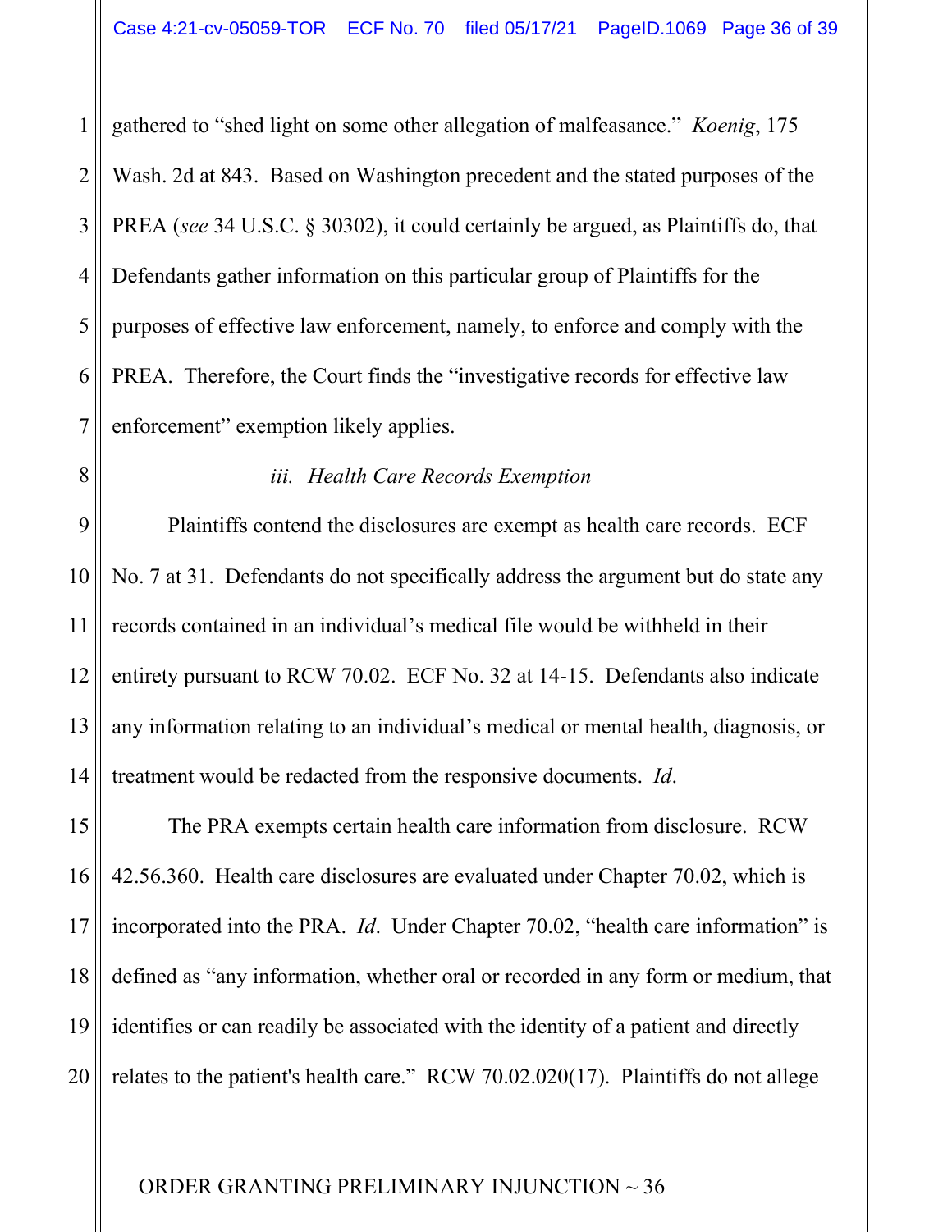gathered to "shed light on some other allegation of malfeasance." *Koenig*, 175 Wash. 2d at 843. Based on Washington precedent and the stated purposes of the PREA (*see* 34 U.S.C. § 30302), it could certainly be argued, as Plaintiffs do, that Defendants gather information on this particular group of Plaintiffs for the purposes of effective law enforcement, namely, to enforce and comply with the PREA. Therefore, the Court finds the "investigative records for effective law enforcement" exemption likely applies.

*iii. Health Care Records Exemption*

Plaintiffs contend the disclosures are exempt as health care records. ECF No. 7 at 31. Defendants do not specifically address the argument but do state any records contained in an individual's medical file would be withheld in their entirety pursuant to RCW 70.02. ECF No. 32 at 14-15. Defendants also indicate any information relating to an individual's medical or mental health, diagnosis, or treatment would be redacted from the responsive documents. *Id*.

The PRA exempts certain health care information from disclosure. RCW 42.56.360. Health care disclosures are evaluated under Chapter 70.02, which is incorporated into the PRA. *Id*. Under Chapter 70.02, "health care information" is defined as "any information, whether oral or recorded in any form or medium, that identifies or can readily be associated with the identity of a patient and directly relates to the patient's health care." RCW 70.02.020(17). Plaintiffs do not allege

ORDER GRANTING PRELIMINARY INJUNCTION ~ 36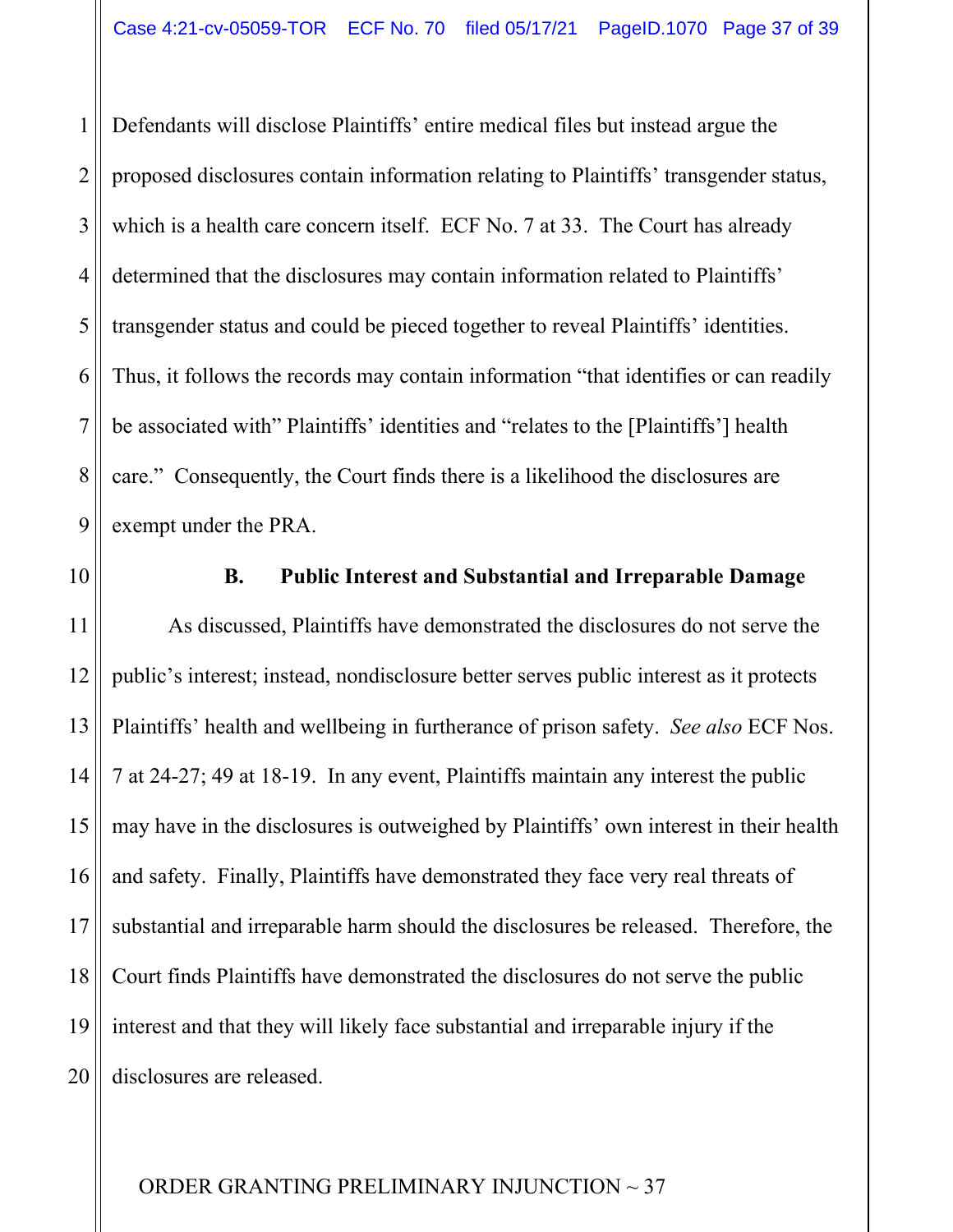Defendants will disclose Plaintiffs' entire medical files but instead argue the proposed disclosures contain information relating to Plaintiffs' transgender status, which is a health care concern itself. ECF No. 7 at 33. The Court has already determined that the disclosures may contain information related to Plaintiffs' transgender status and could be pieced together to reveal Plaintiffs' identities. Thus, it follows the records may contain information "that identifies or can readily be associated with" Plaintiffs' identities and "relates to the [Plaintiffs'] health care." Consequently, the Court finds there is a likelihood the disclosures are exempt under the PRA.

### B. Public Interest and Substantial and Irreparable Damage

As discussed, Plaintiffs have demonstrated the disclosures do not serve the public's interest; instead, nondisclosure better serves public interest as it protects Plaintiffs' health and wellbeing in furtherance of prison safety. *See also* ECF Nos. 7 at 24-27; 49 at 18-19. In any event, Plaintiffs maintain any interest the public may have in the disclosures is outweighed by Plaintiffs' own interest in their health and safety. Finally, Plaintiffs have demonstrated they face very real threats of substantial and irreparable harm should the disclosures be released. Therefore, the Court finds Plaintiffs have demonstrated the disclosures do not serve the public interest and that they will likely face substantial and irreparable injury if the disclosures are released.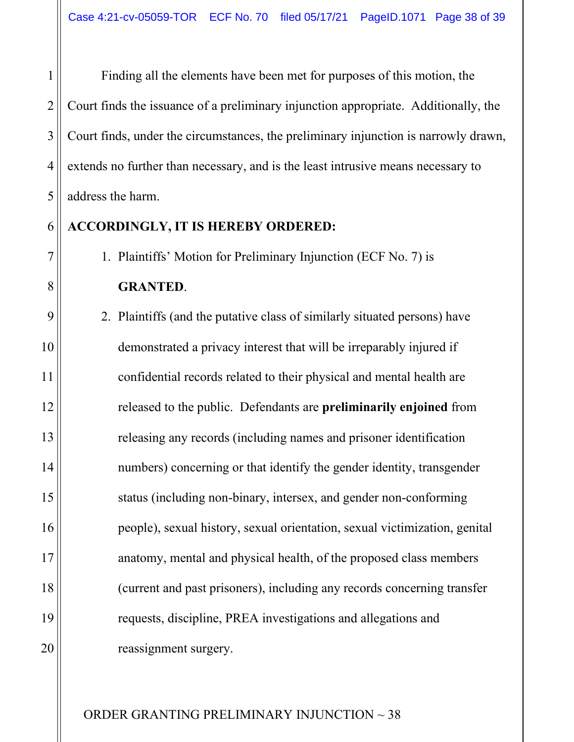Finding all the elements have been met for purposes of this motion, the Court finds the issuance of a preliminary injunction appropriate. Additionally, the Court finds, under the circumstances, the preliminary injunction is narrowly drawn, extends no further than necessary, and is the least intrusive means necessary to address the harm.

**ACCORDINGLY, IT IS HEREBY ORDERED:**

1. Plaintiffs' Motion for Preliminary Injunction (ECF No. 7) is **GRANTED**.
2. Plaintiffs (and the putative class of similarly situated persons) have demonstrated a privacy interest that will be irreparably injured if confidential records related to their physical and mental health are released to the public. Defendants are **preliminarily enjoined** from releasing any records (including names and prisoner identification numbers) concerning or that identify the gender identity, transgender status (including non-binary, intersex, and gender non-conforming people), sexual history, sexual orientation, sexual victimization, genital anatomy, mental and physical health, of the proposed class members (current and past prisoners), including any records concerning transfer requests, discipline, PREA investigations and allegations and reassignment surgery.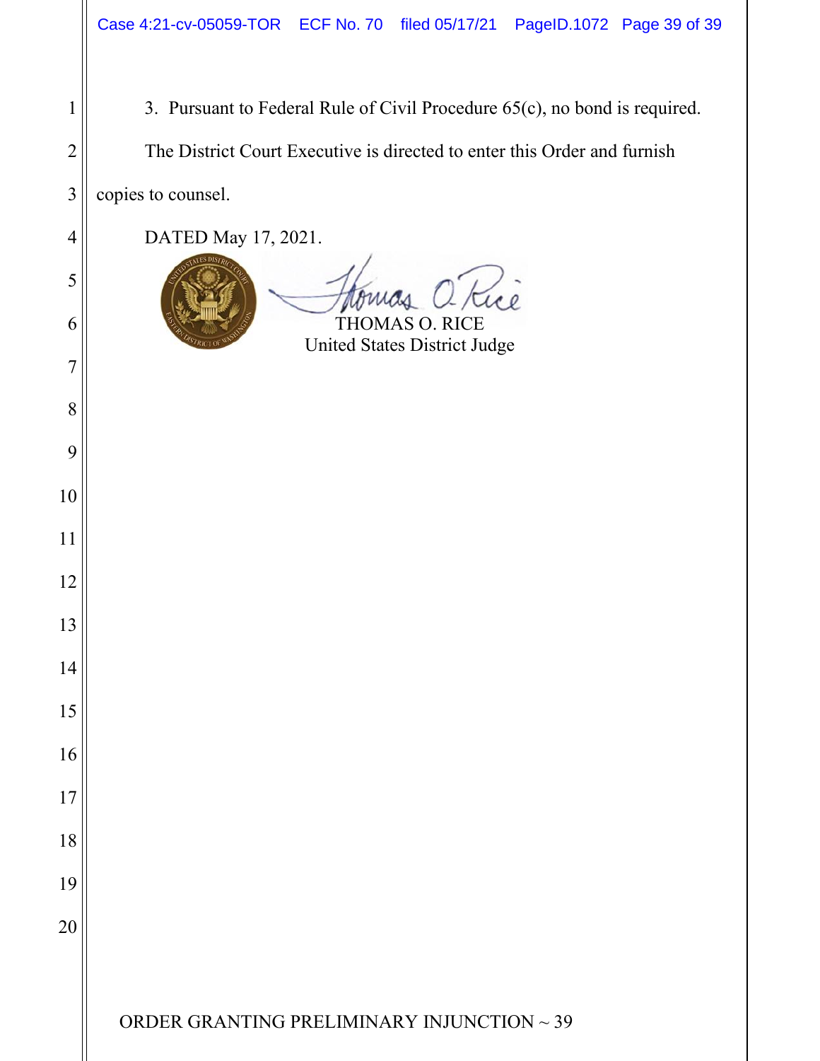3. Pursuant to Federal Rule of Civil Procedure 65(c), no bond is required.

The District Court Executive is directed to enter this Order and furnish copies to counsel.

DATED May 17, 2021.

THOMAS O. RICE
United States District Judge

ORDER GRANTING PRELIMINARY INJUNCTION ~ 39